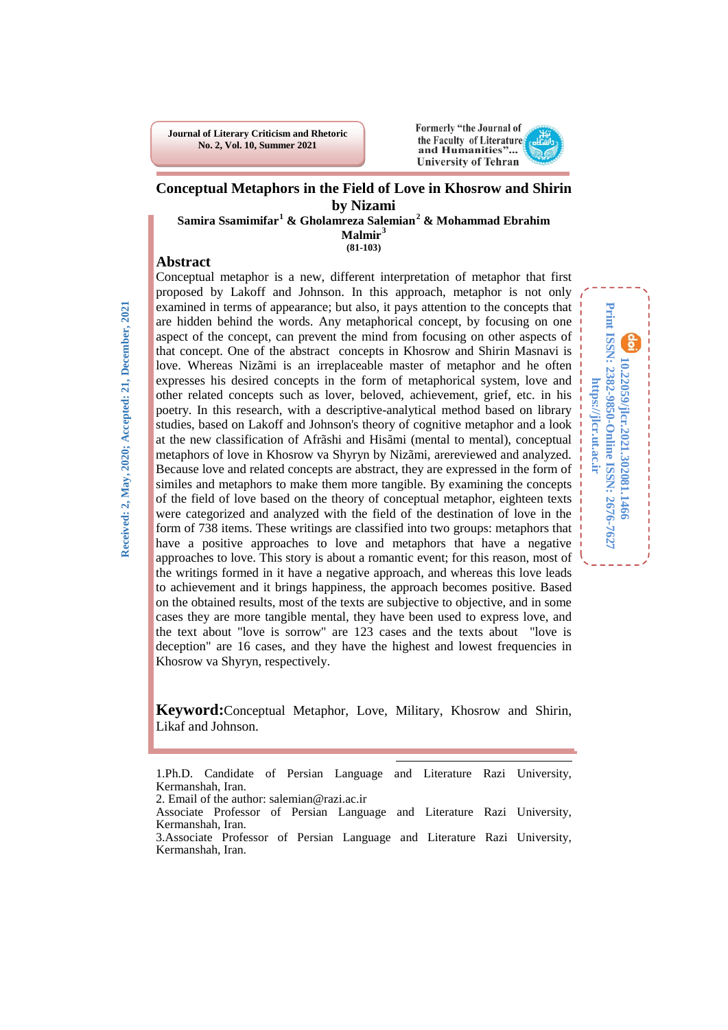Journal of Literary Criticism and Rhetoric
No. 2, Vol. 10, Summer 2021

Formerly "the Journal of the Faculty of Literature and Humanities"... University of Tehran

# Conceptual Metaphors in the Field of Love in Khosrow and Shirin by Nizami

**Samira Ssamimifar[1] & Gholamreza Salemian[2] & Mohammad Ebrahim Malmir[3]**

**(81-103)**

Received: 2, May, 2020; Accepted: 21, December, 2021

10.22059/jlcr.2021.302081.1466
Print ISSN: 2382-9850-Online ISSN: 2676-7627
https://jlcr.ut.ac.ir

## Abstract

Conceptual metaphor is a new, different interpretation of metaphor that first proposed by Lakoff and Johnson. In this approach, metaphor is not only examined in terms of appearance; but also, it pays attention to the concepts that are hidden behind the words. Any metaphorical concept, by focusing on one aspect of the concept, can prevent the mind from focusing on other aspects of that concept. One of the abstract concepts in Khosrow and Shirin Masnavi is love. Whereas Nizãmi is an irreplaceable master of metaphor and he often expresses his desired concepts in the form of metaphorical system, love and other related concepts such as lover, beloved, achievement, grief, etc. in his poetry. In this research, with a descriptive-analytical method based on library studies, based on Lakoff and Johnson's theory of cognitive metaphor and a look at the new classification of Afrãshi and Hisãmi (mental to mental), conceptual metaphors of love in Khosrow va Shyryn by Nizãmi, arereviewed and analyzed. Because love and related concepts are abstract, they are expressed in the form of similes and metaphors to make them more tangible. By examining the concepts of the field of love based on the theory of conceptual metaphor, eighteen texts were categorized and analyzed with the field of the destination of love in the form of 738 items. These writings are classified into two groups: metaphors that have a positive approaches to love and metaphors that have a negative approaches to love. This story is about a romantic event; for this reason, most of the writings formed in it have a negative approach, and whereas this love leads to achievement and it brings happiness, the approach becomes positive. Based on the obtained results, most of the texts are subjective to objective, and in some cases they are more tangible mental, they have been used to express love, and the text about "love is sorrow" are 123 cases and the texts about "love is deception" are 16 cases, and they have the highest and lowest frequencies in Khosrow va Shyryn, respectively.

**Keyword:** Conceptual Metaphor, Love, Military, Khosrow and Shirin, Likaf and Johnson.

---

1.Ph.D. Candidate of Persian Language and Literature Razi University, Kermanshah, Iran.

2. Email of the author: salemian@razi.ac.ir
Associate Professor of Persian Language and Literature Razi University, Kermanshah, Iran.

3.Associate Professor of Persian Language and Literature Razi University, Kermanshah, Iran.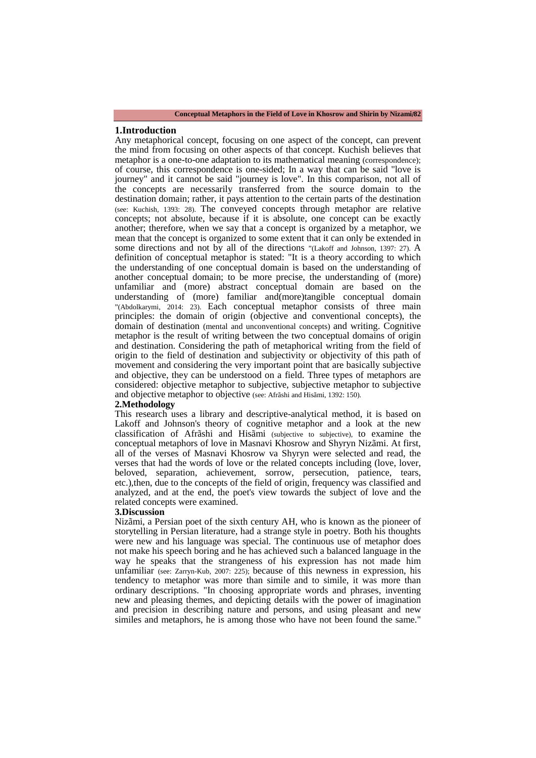## 1.Introduction

Any metaphorical concept, focusing on one aspect of the concept, can prevent the mind from focusing on other aspects of that concept. Kuchish believes that metaphor is a one-to-one adaptation to its mathematical meaning (correspondence); of course, this correspondence is one-sided; In a way that can be said "love is journey" and it cannot be said "journey is love". In this comparison, not all of the concepts are necessarily transferred from the source domain to the destination domain; rather, it pays attention to the certain parts of the destination (see: Kuchish, 1393: 28). The conveyed concepts through metaphor are relative concepts; not absolute, because if it is absolute, one concept can be exactly another; therefore, when we say that a concept is organized by a metaphor, we mean that the concept is organized to some extent that it can only be extended in some directions and not by all of the directions "(Lakoff and Johnson, 1397: 27). A definition of conceptual metaphor is stated: "It is a theory according to which the understanding of one conceptual domain is based on the understanding of another conceptual domain; to be more precise, the understanding of (more) unfamiliar and (more) abstract conceptual domain are based on the understanding of (more) familiar and(more)tangible conceptual domain "(Abdolkarymi, 2014: 23). Each conceptual metaphor consists of three main principles: the domain of origin (objective and conventional concepts), the domain of destination (mental and unconventional concepts) and writing. Cognitive metaphor is the result of writing between the two conceptual domains of origin and destination. Considering the path of metaphorical writing from the field of origin to the field of destination and subjectivity or objectivity of this path of movement and considering the very important point that are basically subjective and objective, they can be understood on a field. Three types of metaphors are considered: objective metaphor to subjective, subjective metaphor to subjective and objective metaphor to objective (see: Afrãshi and Hisãmi, 1392: 150).

## 2.Methodology

This research uses a library and descriptive-analytical method, it is based on Lakoff and Johnson's theory of cognitive metaphor and a look at the new classification of Afrãshi and Hisãmi (subjective to subjective), to examine the conceptual metaphors of love in Masnavi Khosrow and Shyryn Nizãmi. At first, all of the verses of Masnavi Khosrow va Shyryn were selected and read, the verses that had the words of love or the related concepts including (love, lover, beloved, separation, achievement, sorrow, persecution, patience, tears, etc.),then, due to the concepts of the field of origin, frequency was classified and analyzed, and at the end, the poet's view towards the subject of love and the related concepts were examined.

## 3.Discussion

Nizãmi, a Persian poet of the sixth century AH, who is known as the pioneer of storytelling in Persian literature, had a strange style in poetry. Both his thoughts were new and his language was special. The continuous use of metaphor does not make his speech boring and he has achieved such a balanced language in the way he speaks that the strangeness of his expression has not made him unfamiliar (see: Zarryn-Kub, 2007: 225); because of this newness in expression, his tendency to metaphor was more than simile and to simile, it was more than ordinary descriptions. "In choosing appropriate words and phrases, inventing new and pleasing themes, and depicting details with the power of imagination and precision in describing nature and persons, and using pleasant and new similes and metaphors, he is among those who have not been found the same."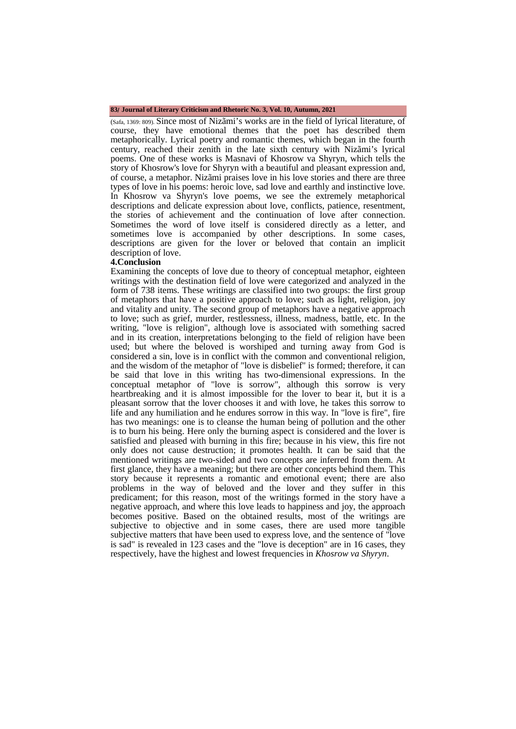(Safa, 1369: 809). Since most of Nizãmi's works are in the field of lyrical literature, of course, they have emotional themes that the poet has described them metaphorically. Lyrical poetry and romantic themes, which began in the fourth century, reached their zenith in the late sixth century with Nizãmi's lyrical poems. One of these works is Masnavi of Khosrow va Shyryn, which tells the story of Khosrow's love for Shyryn with a beautiful and pleasant expression and, of course, a metaphor. Nizãmi praises love in his love stories and there are three types of love in his poems: heroic love, sad love and earthly and instinctive love. In Khosrow va Shyryn's love poems, we see the extremely metaphorical descriptions and delicate expression about love, conflicts, patience, resentment, the stories of achievement and the continuation of love after connection. Sometimes the word of love itself is considered directly as a letter, and sometimes love is accompanied by other descriptions. In some cases, descriptions are given for the lover or beloved that contain an implicit description of love.

**4.Conclusion**

Examining the concepts of love due to theory of conceptual metaphor, eighteen writings with the destination field of love were categorized and analyzed in the form of 738 items. These writings are classified into two groups: the first group of metaphors that have a positive approach to love; such as light, religion, joy and vitality and unity. The second group of metaphors have a negative approach to love; such as grief, murder, restlessness, illness, madness, battle, etc. In the writing, "love is religion", although love is associated with something sacred and in its creation, interpretations belonging to the field of religion have been used; but where the beloved is worshiped and turning away from God is considered a sin, love is in conflict with the common and conventional religion, and the wisdom of the metaphor of "love is disbelief" is formed; therefore, it can be said that love in this writing has two-dimensional expressions. In the conceptual metaphor of "love is sorrow", although this sorrow is very heartbreaking and it is almost impossible for the lover to bear it, but it is a pleasant sorrow that the lover chooses it and with love, he takes this sorrow to life and any humiliation and he endures sorrow in this way. In "love is fire", fire has two meanings: one is to cleanse the human being of pollution and the other is to burn his being. Here only the burning aspect is considered and the lover is satisfied and pleased with burning in this fire; because in his view, this fire not only does not cause destruction; it promotes health. It can be said that the mentioned writings are two-sided and two concepts are inferred from them. At first glance, they have a meaning; but there are other concepts behind them. This story because it represents a romantic and emotional event; there are also problems in the way of beloved and the lover and they suffer in this predicament; for this reason, most of the writings formed in the story have a negative approach, and where this love leads to happiness and joy, the approach becomes positive. Based on the obtained results, most of the writings are subjective to objective and in some cases, there are used more tangible subjective matters that have been used to express love, and the sentence of "love is sad" is revealed in 123 cases and the "love is deception" are in 16 cases, they respectively, have the highest and lowest frequencies in *Khosrow va Shyryn*.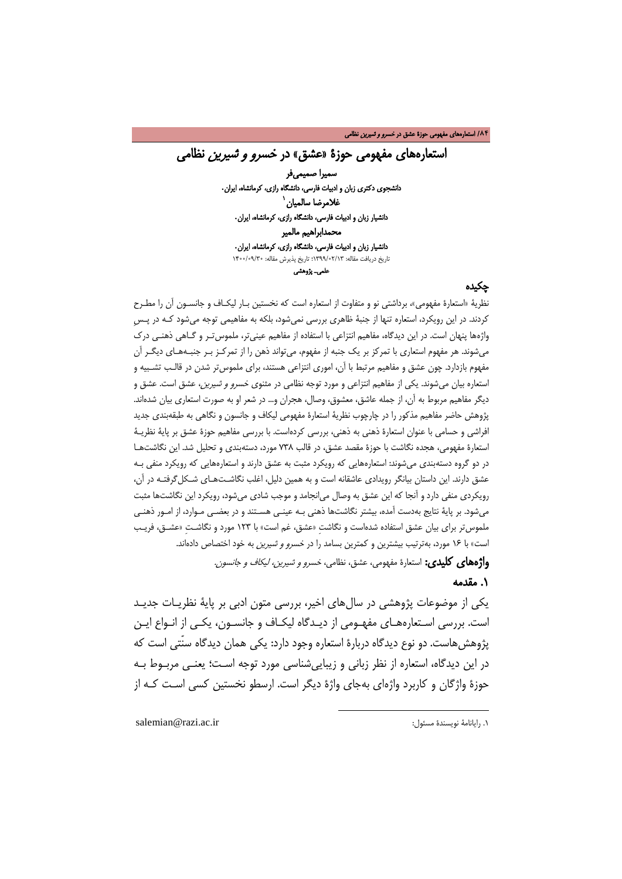# استعاره‌های مفهومی حوزهٔ «عشق» در *خسرو و شیرین* نظامی

**سمیرا صمیمی‌فر**

**دانشجوی دکتری زبان و ادبیات فارسی، دانشگاه رازی، کرمانشاه، ایران.**

**غلامرضا سالمیان[1]**

**دانشیار زبان و ادبیات فارسی، دانشگاه رازی، کرمانشاه، ایران.**

**محمدابراهیم مالمیر**

**دانشیار زبان و ادبیات فارسی، دانشگاه رازی، کرمانشاه، ایران.**

تاریخ دریافت مقاله: ۱۳۹۹/۰۲/۱۳؛ تاریخ پذیرش مقاله: ۱۴۰۰/۰۹/۳۰

**علمی- پژوهشی**

## چکیده

نظریهٔ «استعارهٔ مفهومی»، برداشتی نو و متفاوت از استعاره است که نخستین بار لیکاف و جانسون آن را مطرح کردند. در این رویکرد، استعاره تنها از جنبهٔ ظاهری بررسی نمی‌شود، بلکه به مفاهیمی توجه می‌شود که در پس واژه‌ها پنهان است. در این دیدگاه، مفاهیم انتزاعی با استفاده از مفاهیم عینی‌تر، ملموس‌تر و گاهی ذهنی درک می‌شوند. هر مفهوم استعاری با تمرکز بر یک جنبه از مفهوم، می‌تواند ذهن را از تمرکز بر جنبه‌های دیگر آن مفهوم بازدارد. چون عشق و مفاهیم مرتبط با آن، اموری انتزاعی هستند، برای ملموس‌تر شدن در قالب تشبیه و استعاره بیان می‌شوند. یکی از مفاهیم انتزاعی و مورد توجه نظامی در مثنوی *خسرو و شیرین*، عشق است. عشق و دیگر مفاهیم مربوط به آن، از جمله عاشق، معشوق، وصال، هجران و... در شعر او به صورت استعاری بیان شده‌اند. پژوهش حاضر مفاهیم مذکور را در چارچوب نظریهٔ استعارهٔ مفهومی لیکاف و جانسون و نگاهی به طبقه‌بندی جدید افراشی و حسامی با عنوان استعارهٔ ذهنی به ذهنی، بررسی کرده‌است. با بررسی مفاهیم حوزهٔ عشق بر پایهٔ نظریهٔ استعارهٔ مفهومی، هجده نگاشت با حوزهٔ مقصد عشق، در قالب ۷۳۸ مورد، دسته‌بندی و تحلیل شد. این نگاشت‌ها در دو گروه دسته‌بندی می‌شوند: استعاره‌هایی که رویکرد مثبت به عشق دارند و استعاره‌هایی که رویکرد منفی به عشق دارند. این داستان بیانگر رویدادی عاشقانه است و به همین دلیل، اغلب نگاشت‌های شکل‌گرفته در آن، رویکردی منفی دارد و آنجا که این عشق به وصال می‌انجامد و موجب شادی می‌شود، رویکرد این نگاشت‌ها مثبت می‌شود. بر پایهٔ نتایج به‌دست آمده، بیشتر نگاشت‌ها ذهنی به عینی هستند و در بعضی موارد، از امور ذهنی ملموس‌تر برای بیان عشق استفاده شده‌است و نگاشتِ «عشق، غم است» با ۱۲۳ مورد و نگاشتِ «عشق، فریب است» با ۱۶ مورد، به‌ترتیب بیشترین و کمترین بسامد را در *خسرو و شیرین* به خود اختصاص داده‌اند.

**واژه‌های کلیدی:** استعارهٔ مفهومی، عشق، نظامی، *خسرو و شیرین*، *لیکاف و جانسون*.

## ۱. مقدمه

یکی از موضوعات پژوهشی در سال‌های اخیر، بررسی متون ادبی بر پایهٔ نظریات جدید است. بررسی استعاره‌های مفهومی از دیدگاه لیکاف و جانسون، یکی از انواع این پژوهش‌هاست. دو نوع دیدگاه دربارهٔ استعاره وجود دارد: یکی همان دیدگاه سنّتی است که در این دیدگاه، استعاره از نظر زبانی و زیبایی‌شناسی مورد توجه است؛ یعنی مربوط به حوزهٔ واژگان و کاربرد واژه‌ای به‌جای واژهٔ دیگر است. ارسطو نخستین کسی است که از

---

۱. رایانامهٔ نویسندهٔ مسئول: salemian@razi.ac.ir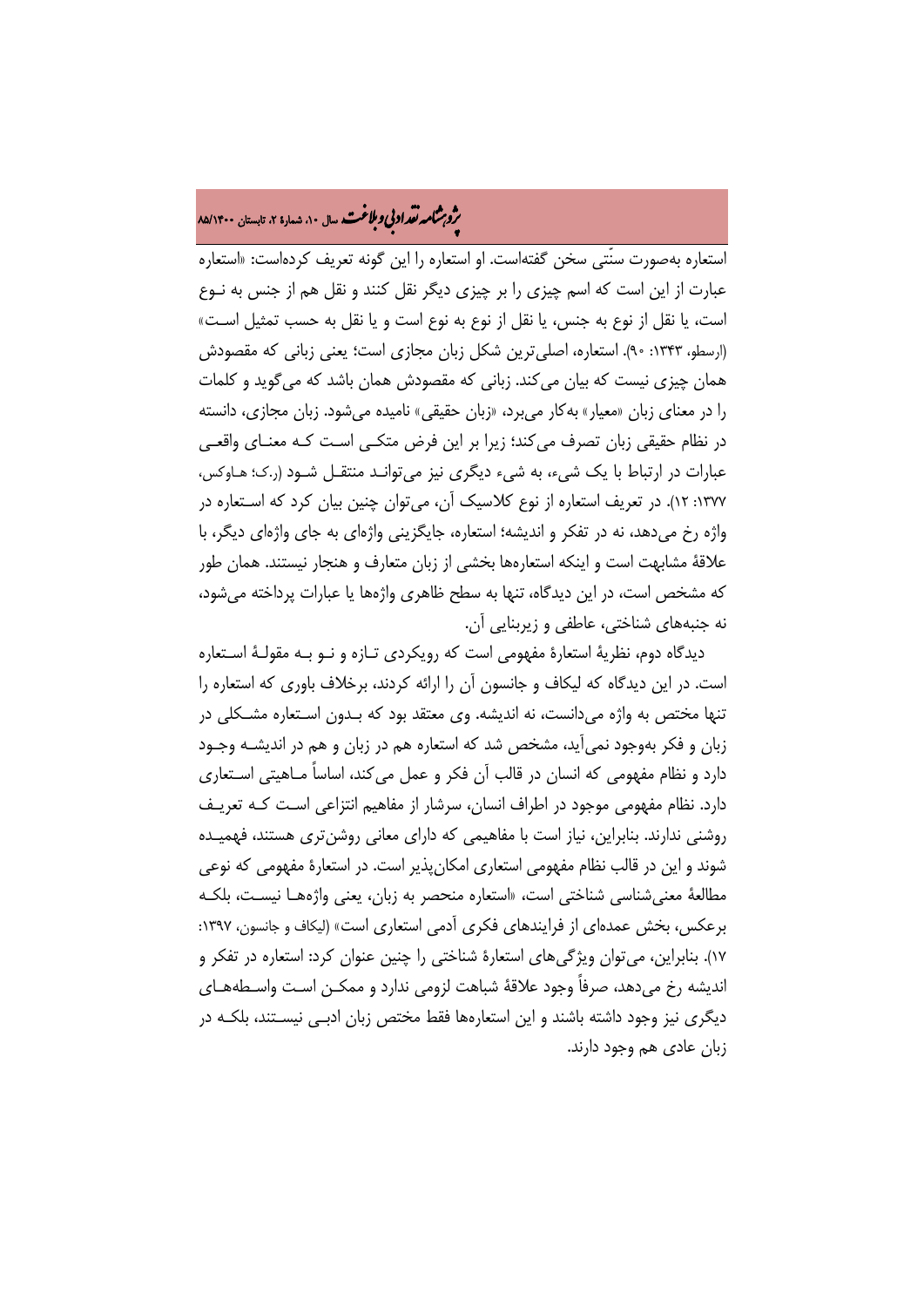استعاره به‌صورت سنّتی سخن گفته‌است. او استعاره را این گونه تعریف کرده‌است: «استعاره عبارت از این است که اسم چیزی را بر چیزی دیگر نقل کنند و نقل هم از جنس به نوع است، یا نقل از نوع به جنس، یا نقل از نوع به نوع است و یا نقل به حسب تمثیل است» (ارسطو، ۱۳۴۳: ۹۰). استعاره، اصلی‌ترین شکل زبان مجازی است؛ یعنی زبانی که مقصودش همان چیزی نیست که بیان می‌کند. زبانی که مقصودش همان باشد که می‌گوید و کلمات را در معنای زبان «معیار» به‌کار می‌برد، «زبان حقیقی» نامیده می‌شود. زبان مجازی، دانسته در نظام حقیقی زبان تصرف می‌کند؛ زیرا بر این فرض متکی است که معنای واقعی عبارات در ارتباط با یک شیء، به شیء دیگری نیز می‌تواند منتقل شود (ر.ک؛ هاوکس، ۱۳۷۷: ۱۲). در تعریف استعاره از نوع کلاسیک آن، می‌توان چنین بیان کرد که استعاره در واژه رخ می‌دهد، نه در تفکر و اندیشه؛ استعاره، جایگزینی واژه‌ای به جای واژه‌ای دیگر، با علاقهٔ مشابهت است و اینکه استعاره‌ها بخشی از زبان متعارف و هنجار نیستند. همان طور که مشخص است، در این دیدگاه، تنها به سطح ظاهری واژه‌ها یا عبارات پرداخته می‌شود، نه جنبه‌های شناختی، عاطفی و زیربنایی آن.

دیدگاه دوم، نظریهٔ استعارهٔ مفهومی است که رویکردی تازه و نو به مقولهٔ استعاره است. در این دیدگاه که لیکاف و جانسون آن را ارائه کردند، برخلاف باوری که استعاره را تنها مختص به واژه می‌دانست، نه اندیشه. وی معتقد بود که بدون استعاره مشکلی در زبان و فکر به‌وجود نمی‌آید، مشخص شد که استعاره هم در زبان و هم در اندیشه وجود دارد و نظام مفهومی که انسان در قالب آن فکر و عمل می‌کند، اساساً ماهیتی استعاری دارد. نظام مفهومی موجود در اطراف انسان، سرشار از مفاهیم انتزاعی است که تعریف روشنی ندارند. بنابراین، نیاز است با مفاهیمی که دارای معانی روشن‌تری هستند، فهمیده شوند و این در قالب نظام مفهومی استعاری امکان‌پذیر است. در استعارهٔ مفهومی که نوعی مطالعهٔ معنی‌شناسی شناختی است، «استعاره منحصر به زبان، یعنی واژه‌ها نیست، بلکه برعکس، بخش عمده‌ای از فرایندهای فکری آدمی استعاری است» (لیکاف و جانسون، ۱۳۹۷: ۱۷). بنابراین، می‌توان ویژگی‌های استعارهٔ شناختی را چنین عنوان کرد: استعاره در تفکر و اندیشه رخ می‌دهد، صرفاً وجود علاقهٔ شباهت لزومی ندارد و ممکن است واسطه‌های دیگری نیز وجود داشته باشند و این استعاره‌ها فقط مختص زبان ادبی نیستند، بلکه در زبان عادی هم وجود دارند.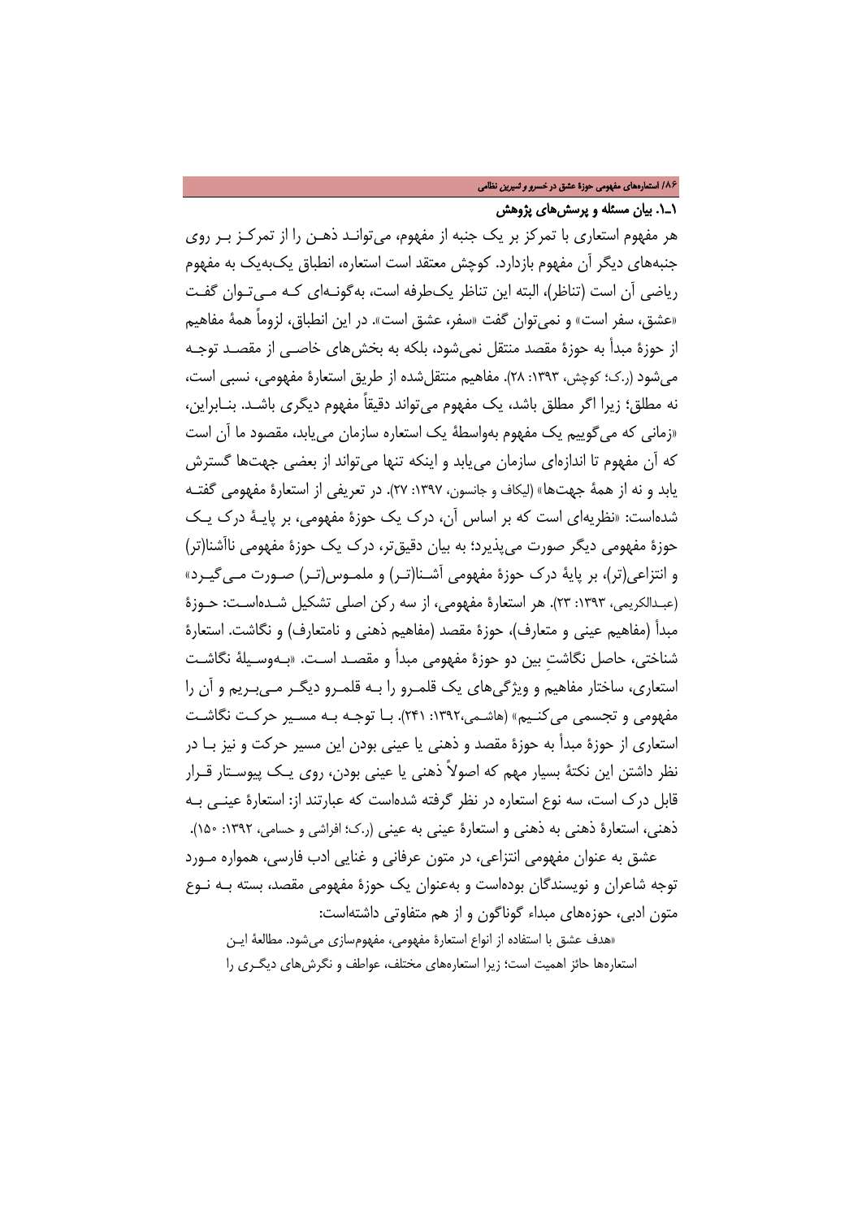### ۱ـ۱. بیان مسئله و پرسش‌های پژوهش

هر مفهوم استعاری با تمرکز بر یک جنبه از مفهوم، می‌تواند ذهن را از تمرکز بر روی جنبه‌های دیگر آن مفهوم بازدارد. کوچش معتقد است استعاره، انطباق یک‌به‌یک به مفهوم ریاضی آن است (تناظر)، البته این تناظر یک‌طرفه است، به‌گونه‌ای که می‌توان گفت «عشق، سفر است» و نمی‌توان گفت «سفر، عشق است». در این انطباق، لزوماً همهٔ مفاهیم از حوزهٔ مبدأ به حوزهٔ مقصد منتقل نمی‌شود، بلکه به بخش‌های خاصی از مقصد توجه می‌شود (ر.ک؛ کوچش، ۱۳۹۳: ۲۸). مفاهیم منتقل‌شده از طریق استعارهٔ مفهومی، نسبی است، نه مطلق؛ زیرا اگر مطلق باشد، یک مفهوم می‌تواند دقیقاً مفهوم دیگری باشد. بنابراین، «زمانی که می‌گوییم یک مفهوم به‌واسطهٔ یک استعاره سازمان می‌یابد، مقصود ما آن است که آن مفهوم تا اندازه‌ای سازمان می‌یابد و اینکه تنها می‌تواند از بعضی جهت‌ها گسترش یابد و نه از همهٔ جهت‌ها» (لیکاف و جانسون، ۱۳۹۷: ۲۷). در تعریفی از استعارهٔ مفهومی گفته شده‌است: «نظریه‌ای است که بر اساس آن، درک یک حوزهٔ مفهومی، بر پایهٔ درک یک حوزهٔ مفهومی دیگر صورت می‌پذیرد؛ به بیان دقیق‌تر، درک یک حوزهٔ مفهومی ناآشنا(تر) و انتزاعی(تر)، بر پایهٔ درک حوزهٔ مفهومی آشنا(تر) و ملموس(تر) صورت می‌گیرد» (عبدالکریمی، ۱۳۹۳: ۲۳). هر استعارهٔ مفهومی، از سه رکن اصلی تشکیل شده‌است: حوزهٔ مبدأ (مفاهیم عینی و متعارف)، حوزهٔ مقصد (مفاهیم ذهنی و نامتعارف) و نگاشت. استعارهٔ شناختی، حاصل نگاشتِ بین دو حوزهٔ مفهومی مبدأ و مقصد است. «به‌وسیلهٔ نگاشت استعاری، ساختار مفاهیم و ویژگی‌های یک قلمرو را به قلمرو دیگر می‌بریم و آن را مفهومی و تجسمی می‌کنیم» (هاشمی،۱۳۹۲: ۲۴۱). با توجه به مسیر حرکت نگاشت استعاری از حوزهٔ مبدأ به حوزهٔ مقصد و ذهنی یا عینی بودن این مسیر حرکت و نیز با در نظر داشتن این نکتهٔ بسیار مهم که اصولاً ذهنی یا عینی بودن، روی یک پیوستار قرار قابل درک است، سه نوع استعاره در نظر گرفته شده‌است که عبارتند از: استعارهٔ عینی به ذهنی، استعارهٔ ذهنی به ذهنی و استعارهٔ عینی به عینی (ر.ک؛ افراشی و حسامی، ۱۳۹۲: ۱۵۰).

عشق به عنوان مفهومی انتزاعی، در متون عرفانی و غنایی ادب فارسی، همواره مورد توجه شاعران و نویسندگان بوده‌است و به‌عنوان یک حوزهٔ مفهومی مقصد، بسته به نوع متون ادبی، حوزه‌های مبداء گوناگون و از هم متفاوتی داشته‌است:

> «هدف عشق با استفاده از انواع استعارهٔ مفهومی، مفهوم‌سازی می‌شود. مطالعهٔ این استعاره‌ها حائز اهمیت است؛ زیرا استعاره‌های مختلف، عواطف و نگرش‌های دیگری را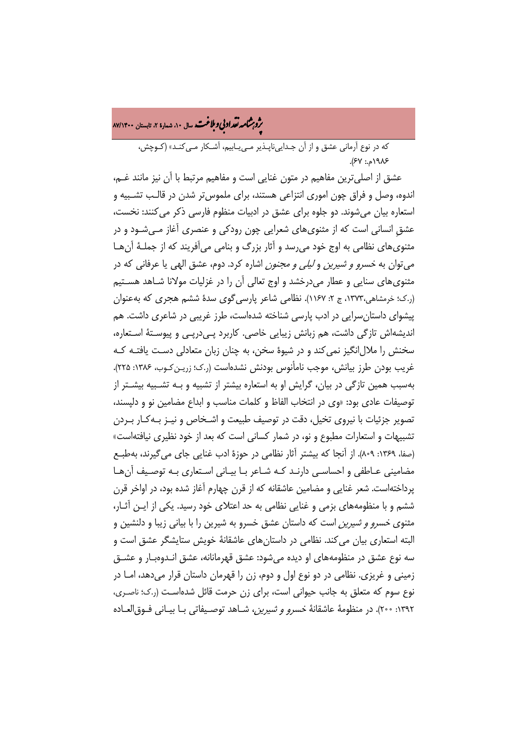که در نوع آرمانی عشق و از آن جـدایی‌ناپـذیر مـی‌یـابیم، آشـکار مـی‌کنـد» (کـوچش، ۱۹۸۶م.: ۶۷).

عشق از اصلی‌ترین مفاهیم در متون غنایی است و مفاهیم مرتبط با آن نیز مانند غـم، اندوه، وصل و فراق چون اموری انتزاعی هستند، برای ملموس‌تر شدن در قالـب تشـبیه و استعاره بیان می‌شوند. دو جلوه برای عشق در ادبیات منظوم فارسی ذکر می‌کنند: نخست، عشقِ انسانی است که از مثنوی‌های شعرایی چون رودکی و عنصری آغاز مـی‌شـود و در مثنوی‌های نظامی به اوج خود می‌رسد و آثار بزرگ و بنامی می‌آفریند که از جملـهٔ آن‌هـا می‌توان به *خسرو و شیرین* و *لیلی و مجنون* اشاره کرد. دوم، عشق الهی یا عرفانی که در مثنوی‌های سنایی و عطار می‌درخشد و اوج تعالی آن را در غزلیات مولانا شـاهد هسـتیم (ر.ک؛ خرمشاهی،۱۳۷۳، ج ۲: ۱۱۶۷). نظامی شاعر پارسی‌گوی سدهٔ ششم هجری که به‌عنوان پیشوای داستان‌سرایی در ادب پارسی شناخته شده‌است، طرز غریبی در شاعری داشت. هم اندیشه‌اش تازگی داشت، هم زبانش زیبایی خاصی. کاربرد پـی‌درپـی و پیوسـتهٔ اسـتعاره، سخنش را ملال‌انگیز نمی‌کند و در شیوهٔ سخن، به چنان زبان متعادلی دسـت یافتـه کـه غریب بودن طرز بیانش، موجب نامأنوس بودنش نشده‌است (ر.ک؛ زریـن‌کـوب، ۱۳۸۶: ۲۲۵). به‌سبب همین تازگی در بیان، گرایش او به استعاره بیشتر از تشبیه و بـه تشـبیه بیشـتر از توصیفات عادی بود: «وی در انتخاب الفاظ و کلمات مناسب و ابداع مضامین نو و دلپسند، تصویر جزئیات با نیروی تخیل، دقت در توصیف طبیعت و اشـخاص و نیـز بـه‌کـار بـردن تشبیهات و استعارات مطبوع و نو، در شمار کسانی است که بعد از خود نظیری نیافته‌است» (صفا، ۱۳۶۹: ۸۰۹). از آنجا که بیشتر آثار نظامی در حوزهٔ ادب غنایی جای می‌گیرند، به‌طبـع مضامینی عـاطفی و احساسـی دارنـد کـه شـاعر بـا بیـانی اسـتعاری بـه توصـیف آن‌هـا پرداخته‌است. شعر غنایی و مضامین عاشقانه که از قرن چهارم آغاز شده بود، در اواخر قرن ششم و با منظومه‌های بزمی و غنایی نظامی به حد اعتلای خود رسید. یکی از ایـن آثـار، مثنوی *خسرو و شیرین* است که داستان عشق خسرو به شیرین را با بیانی زیبا و دلنشین و البته استعاری بیان می‌کند. نظامی در داستان‌های عاشقانهٔ خویش ستایشگر عشق است و سه نوع عشق در منظومه‌های او دیده می‌شود: عشق قهرمانانه، عشق انـدوه‌بـار و عشـق زمینی و غریزی. نظامی در دو نوع اول و دوم، زن را قهرمان داستان قرار می‌دهد، امـا در نوع سوم که متعلق به جانب حیوانی است، برای زن حرمت قائل شده‌اسـت (ر.ک؛ ناصـری، ۱۳۹۲: ۲۰۰). در منظومهٔ عاشقانهٔ *خسرو و شیرین*، شـاهد توصـیفاتی بـا بیـانی فـوق‌العـاده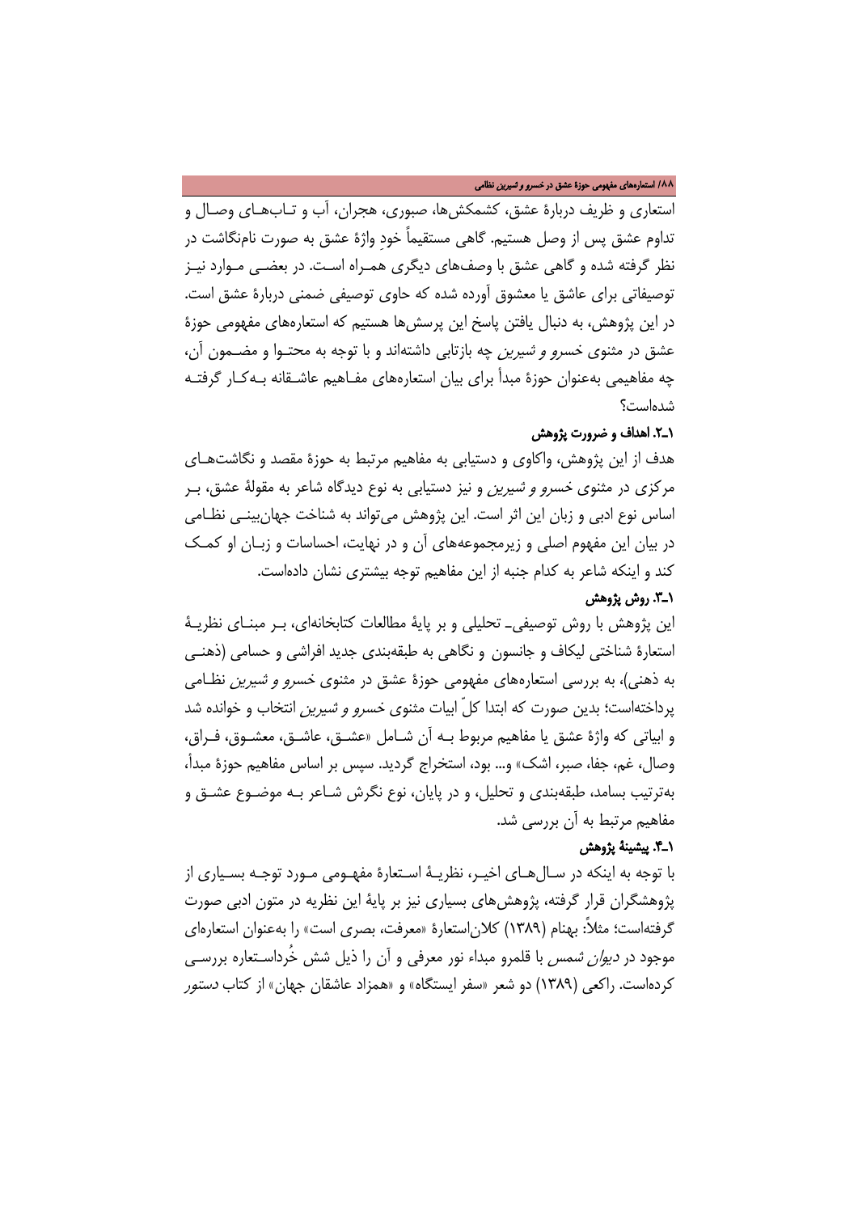استعاری و ظریف دربارهٔ عشق، کشمکش‌ها، صبوری، هجران، آب و تـاب‌هـای وصـال و تداوم عشق پس از وصل هستیم. گاهی مستقیماً خودِ واژهٔ عشق به صورت نام‌نگاشت در نظر گرفته شده و گاهی عشق با وصف‌های دیگری همـراه اسـت. در بعضـی مـوارد نیـز توصیفاتی برای عاشق یا معشوق آورده شده که حاوی توصیفی ضمنی دربارهٔ عشق است. در این پژوهش، به دنبال یافتن پاسخ این پرسش‌ها هستیم که استعاره‌های مفهومی حوزهٔ عشق در مثنوی *خسرو و شیرین* چه بازتابی داشته‌اند و با توجه به محتـوا و مضـمون آن، چه مفاهیمی به‌عنوان حوزهٔ مبدأ برای بیان استعاره‌های مفـاهیم عاشـقانه بـه‌کـار گرفتـه شده‌است؟

### ۱ـ۲. اهداف و ضرورت پژوهش

هدف از این پژوهش، واکاوی و دستیابی به مفاهیم مرتبط به حوزهٔ مقصد و نگاشت‌هـای مرکزی در مثنوی *خسرو و شیرین* و نیز دستیابی به نوع دیدگاه شاعر به مقولهٔ عشق، بـر اساس نوع ادبی و زبان این اثر است. این پژوهش می‌تواند به شناخت جهان‌بینـی نظـامی در بیان این مفهوم اصلی و زیرمجموعه‌های آن و در نهایت، احساسات و زبـان او کمـک کند و اینکه شاعر به کدام جنبه از این مفاهیم توجه بیشتری نشان داده‌است.

### ۱ـ۳. روش پژوهش

این پژوهش با روش توصیفی‌ـ تحلیلی و بر پایهٔ مطالعات کتابخانه‌ای، بـر مبنـای نظریـهٔ استعارهٔ شناختی لیکاف و جانسون و نگاهی به طبقه‌بندی جدید افراشی و حسامی (ذهنـی به ذهنی)، به بررسی استعاره‌های مفهومی حوزهٔ عشق در مثنوی *خسرو و شیرین* نظـامی پرداخته‌است؛ بدین صورت که ابتدا کلّ ابیات مثنوی *خسرو و شیرین* انتخاب و خوانده شد و ابیاتی که واژهٔ عشق یا مفاهیم مربوط بـه آن شـامل «عشـق، عاشـق، معشـوق، فـراق، وصال، غم، جفا، صبر، اشک» و... بود، استخراج گردید. سپس بر اساس مفاهیم حوزهٔ مبدأ، به‌ترتیب بسامد، طبقه‌بندی و تحلیل، و در پایان، نوع نگرش شـاعر بـه موضـوع عشـق و مفاهیم مرتبط به آن بررسی شد.

### ۱ـ۴. پیشینهٔ پژوهش

با توجه به اینکه در سـال‌هـای اخیـر، نظریـهٔ اسـتعارهٔ مفهـومی مـورد توجـه بسـیاری از پژوهشگران قرار گرفته، پژوهش‌های بسیاری نیز بر پایهٔ این نظریه در متون ادبی صورت گرفته‌است؛ مثلاً: بهنام (۱۳۸۹) کلان‌استعارهٔ «معرفت، بصری است» را به‌عنوان استعاره‌ای موجود در *دیوان شمس* با قلمرو مبداء نور معرفی و آن را ذیل شش خُرداسـتعاره بررسـی کرده‌است. راکعی (۱۳۸۹) دو شعر «سفر ایستگاه» و «همزاد عاشقان جهان» از کتاب *دستور*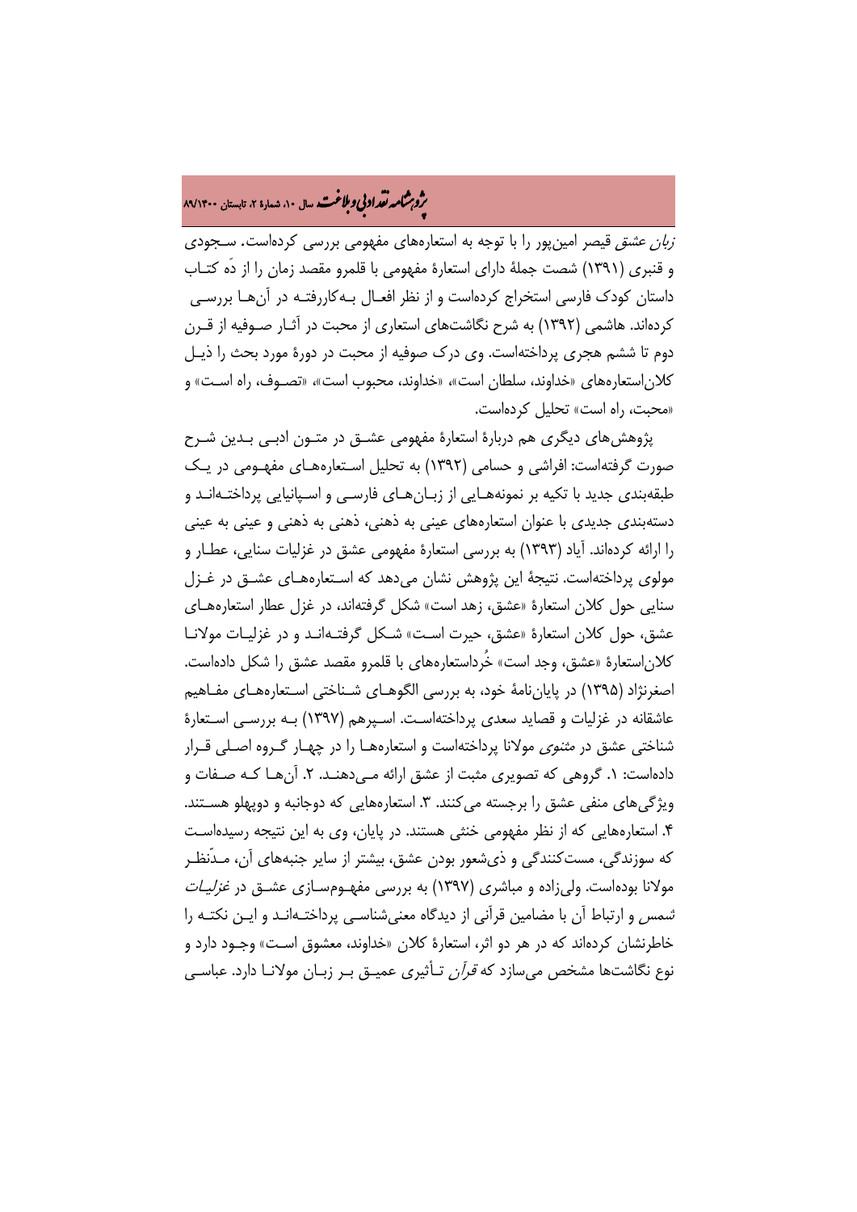*زبان عشق* قیصر امین‌پور را با توجه به استعاره‌های مفهومی بررسی کرده‌است. سجودی و قنبری (۱۳۹۱) شصت جملهٔ دارای استعارهٔ مفهومی با قلمرو مقصد زمان را از دَه کتاب داستان کودک فارسی استخراج کرده‌است و از نظر افعال به‌کاررفته در آن‌ها بررسی کرده‌اند. هاشمی (۱۳۹۲) به شرح نگاشت‌های استعاری از محبت در آثار صوفیه از قرن دوم تا ششم هجری پرداخته‌است. وی درک صوفیه از محبت در دورهٔ مورد بحث را ذیل کلان‌استعاره‌های «خداوند، سلطان است»، «خداوند، محبوب است»، «تصوف، راه است» و «محبت، راه است» تحلیل کرده‌است.

پژوهش‌های دیگری هم دربارهٔ استعارهٔ مفهومی عشق در متون ادبی بدین شرح صورت گرفته‌است: افراشی و حسامی (۱۳۹۲) به تحلیل استعاره‌های مفهومی در یک طبقه‌بندی جدید با تکیه بر نمونه‌هایی از زبان‌های فارسی و اسپانیایی پرداخته‌اند و دسته‌بندی جدیدی با عنوان استعاره‌های عینی به ذهنی، ذهنی به ذهنی و عینی به عینی را ارائه کرده‌اند. آیاد (۱۳۹۳) به بررسی استعارهٔ مفهومی عشق در غزلیات سنایی، عطار و مولوی پرداخته‌است. نتیجهٔ این پژوهش نشان می‌دهد که استعاره‌های عشق در غزل سنایی حول کلان استعارهٔ «عشق، زهد است» شکل گرفته‌اند، در غزل عطار استعاره‌های عشق، حول کلان استعارهٔ «عشق، حیرت است» شکل گرفته‌اند و در غزلیات مولانا کلان‌استعارهٔ «عشق، وجد است» خُرداستعاره‌های با قلمرو مقصد عشق را شکل داده‌است. اصغرنژاد (۱۳۹۵) در پایان‌نامهٔ خود، به بررسی الگوهای شناختی استعاره‌های مفاهیم عاشقانه در غزلیات و قصاید سعدی پرداخته‌است. اسپرهم (۱۳۹۷) به بررسی استعارهٔ شناختی عشق در *مثنوی* مولانا پرداخته‌است و استعاره‌ها را در چهار گروه اصلی قرار داده‌است: ۱. گروهی که تصویری مثبت از عشق ارائه می‌دهند. ۲. آن‌ها که صفات و ویژگی‌های منفی عشق را برجسته می‌کنند. ۳. استعاره‌هایی که دوجانبه و دوپهلو هستند. ۴. استعاره‌هایی که از نظر مفهومی خنثی هستند. در پایان، وی به این نتیجه رسیده‌است که سوزندگی، مست‌کنندگی و ذی‌شعور بودن عشق، بیشتر از سایر جنبه‌های آن، مدّنظر مولانا بوده‌است. ولی‌زاده و مباشری (۱۳۹۷) به بررسی مفهوم‌سازی عشق در *غزلیات شمس* و ارتباط آن با مضامین قرآنی از دیدگاه معنی‌شناسی پرداخته‌اند و این نکته را خاطرنشان کرده‌اند که در هر دو اثر، استعارهٔ کلان «خداوند، معشوق است» وجود دارد و نوع نگاشت‌ها مشخص می‌سازد که *قرآن* تأثیری عمیق بر زبان مولانا دارد. عباسی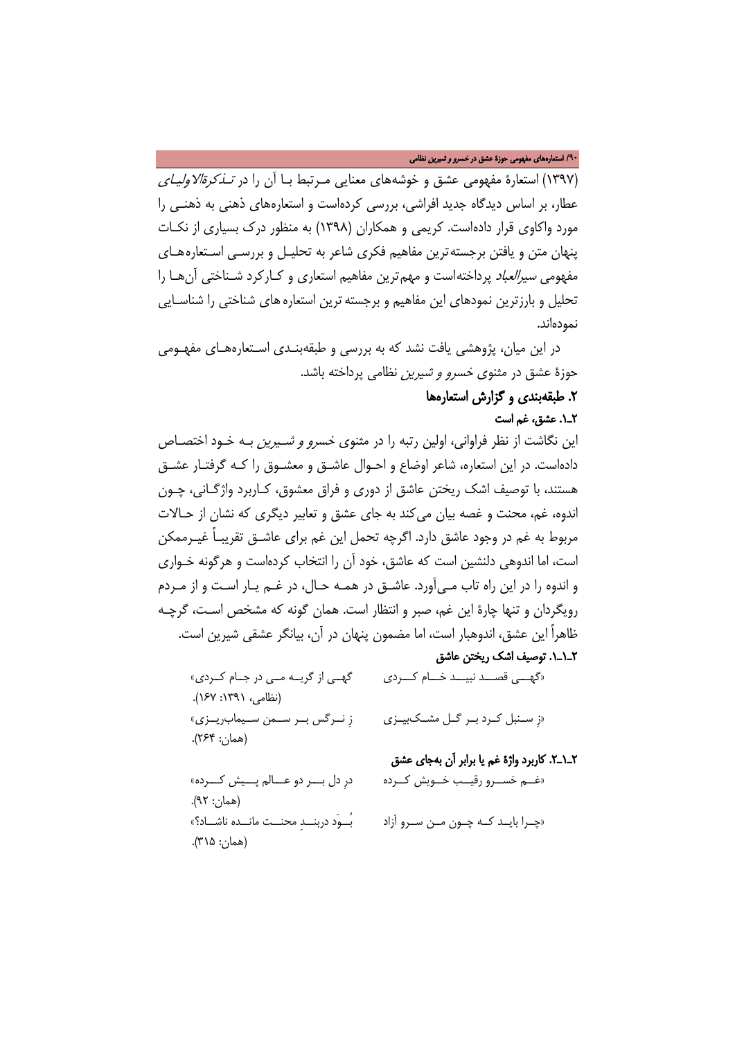(۱۳۹۷) استعارۀ مفهومی عشق و خوشه‌های معنایی مرتبط با آن را در *تذکرةالاولیای* عطار، بر اساس دیدگاه جدید افراشی، بررسی کرده‌است و استعاره‌های ذهنی به ذهنی را مورد واکاوی قرار داده‌است. کریمی و همکاران (۱۳۹۸) به منظور درک بسیاری از نکات پنهان متن و یافتن برجسته‌ترین مفاهیم فکری شاعر به تحلیل و بررسی استعاره‌های مفهومی *سیرالعباد* پرداخته‌است و مهم‌ترین مفاهیم استعاری و کارکرد شناختی آن‌ها را تحلیل و بارزترین نمودهای این مفاهیم و برجسته ترین استعاره های شناختی را شناسایی نموده‌اند.

در این میان، پژوهشی یافت نشد که به بررسی و طبقه‌بندی استعاره‌های مفهومی حوزۀ عشق در مثنوی *خسرو و شیرین* نظامی پرداخته باشد.

## ۲. طبقه‌بندی و گزارش استعاره‌ها

### ۲ـ۱. عشق، غم است

این نگاشت از نظر فراوانی، اولین رتبه را در مثنوی *خسرو و شیرین* به خود اختصاص داده‌است. در این استعاره، شاعر اوضاع و احوال عاشق و معشوق را که گرفتار عشق هستند، با توصیف اشک ریختن عاشق از دوری و فراق معشوق، کاربرد واژگانی، چون اندوه، غم، محنت و غصه بیان می‌کند به جای عشق و تعابیر دیگری که نشان از حالات مربوط به غم در وجود عاشق دارد. اگرچه تحمل این غم برای عاشق تقریباً غیرممکن است، اما اندوهی دلنشین است که عاشق، خود آن را انتخاب کرده‌است و هرگونه خواری و اندوه را در این راه تاب می‌آورد. عاشق در همه حال، در غم یار است و از مردم رویگردان و تنها چارۀ این غم، صبر و انتظار است. همان گونه که مشخص است، گرچه ظاهراً این عشق، اندوهبار است، اما مضمون پنهان در آن، بیانگر عشقی شیرین است.

#### ۲ـ۱ـ۱. توصیف اشک ریختن عاشق

«گهی قصد نبید خام کردی / گهی از گریه می در جام کردی» (نظامی، ۱۳۹۱: ۱۶۷).

«ز سنبل کرد بر گل مشک‌بیزی / ز نرگس بر سمن سیماب‌ریزی» (همان: ۲۶۴).

#### ۲ـ۱ـ۲. کاربرد واژۀ غم یا برابر آن به‌جای عشق

«غم خسرو رقیب خویش کرده / درِ دل بر دو عالم پیش کرده» (همان: ۹۲).

«چرا باید که چون من سرو آزاد / بُوَد دربندِ محنت مانده ناشاد؟» (همان: ۳۱۵).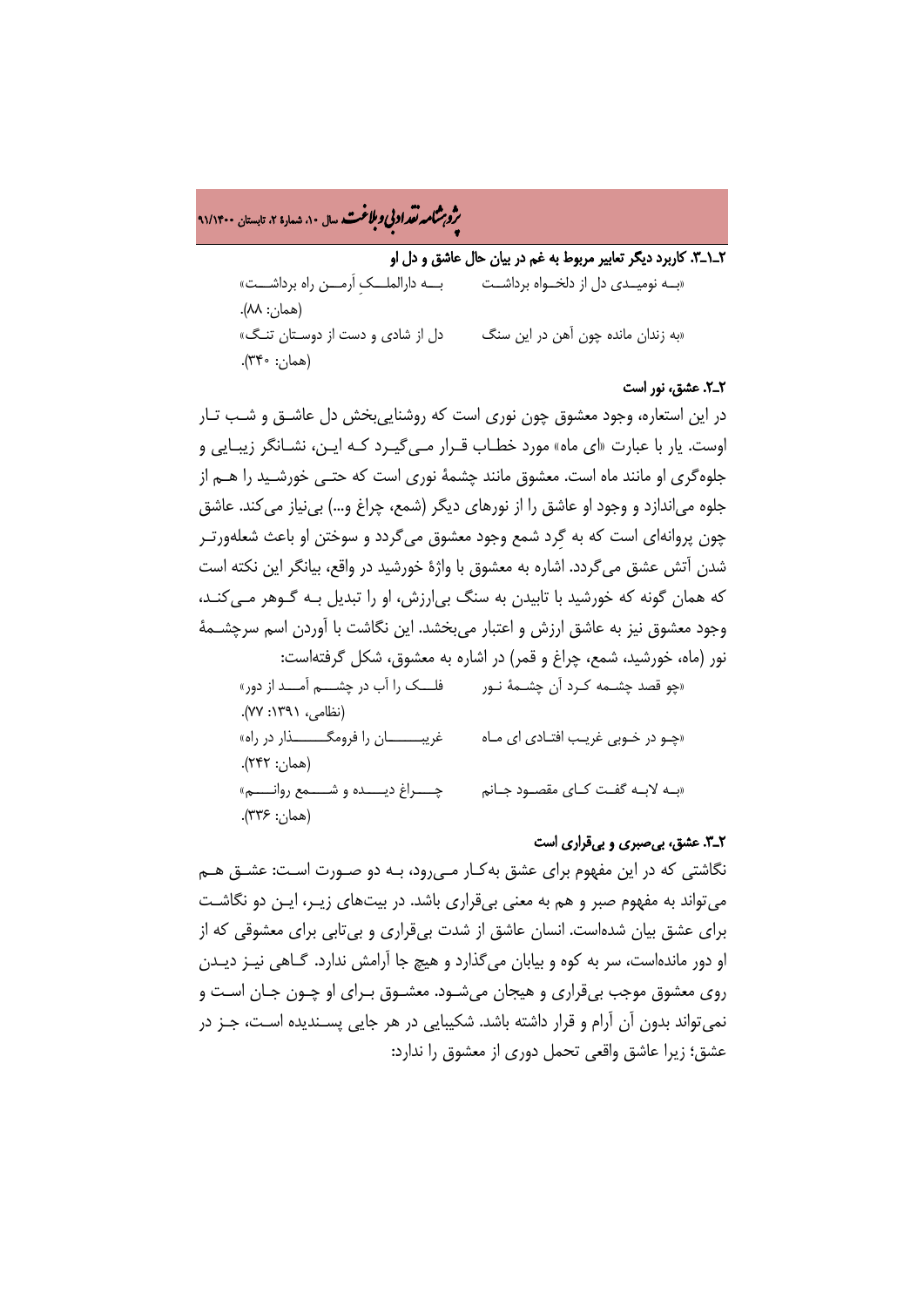### ۲ـ۱ـ۳. کاربرد دیگر تعابیر مربوط به غم در بیان حال عاشق و دل او

«به نومیدی دل از دلخواه برداشت — به دارالملک اَرمن راه برداشت» (همان: ۸۸).

«به زندان مانده چون آهن در این سنگ — دل از شادی و دست از دوستان تنگ» (همان: ۳۴۰).

### ۲ـ۲. عشق، نور است

در این استعاره، وجود معشوق چون نوری است که روشنایی‌بخش دل عاشق و شب تار اوست. یار با عبارت «ای ماه» مورد خطاب قرار می‌گیرد که این، نشانگر زیبایی و جلوه‌گری او مانند ماه است. معشوق مانند چشمهٔ نوری است که حتی خورشید را هم از جلوه می‌اندازد و وجود او عاشق را از نورهای دیگر (شمع، چراغ و...) بی‌نیاز می‌کند. عاشق چون پروانه‌ای است که به گِرد شمع وجود معشوق می‌گردد و سوختن او باعث شعله‌ورتر شدن آتش عشق می‌گردد. اشاره به معشوق با واژهٔ خورشید در واقع، بیانگر این نکته است که همان گونه که خورشید با تابیدن به سنگ بی‌ارزش، او را تبدیل به گوهر می‌کند، وجود معشوق نیز به عاشق ارزش و اعتبار می‌بخشد. این نگاشت با آوردن اسم سرچشمهٔ نور (ماه، خورشید، شمع، چراغ و قمر) در اشاره به معشوق، شکل گرفته‌است:

«چو قصد چشمه کرد آن چشمهٔ نور — فلک را آب در چشم آمد از دور» (نظامی، ۱۳۹۱: ۷۷).

«چو در خوبی غریب افتادی ای ماه — غریبان را فرومگذار در راه» (همان: ۲۴۲).

«به لابه گفت کای مقصود جانم — چراغ دیده و شمع روانم» (همان: ۳۳۶).

### ۲ـ۳. عشق، بی‌صبری و بی‌قراری است

نگاشتی که در این مفهوم برای عشق به‌کار می‌رود، به دو صورت است: عشق هم می‌تواند به مفهوم صبر و هم به معنی بی‌قراری باشد. در بیت‌های زیر، این دو نگاشت برای عشق بیان شده‌است. انسان عاشق از شدت بی‌قراری و بی‌تابی برای معشوقی که از او دور مانده‌است، سر به کوه و بیابان می‌گذارد و هیچ جا آرامش ندارد. گاهی نیز دیدن روی معشوق موجب بی‌قراری و هیجان می‌شود. معشوق برای او چون جان است و نمی‌تواند بدون آن آرام و قرار داشته باشد. شکیبایی در هر جایی پسندیده است، جز در عشق؛ زیرا عاشق واقعی تحمل دوری از معشوق را ندارد: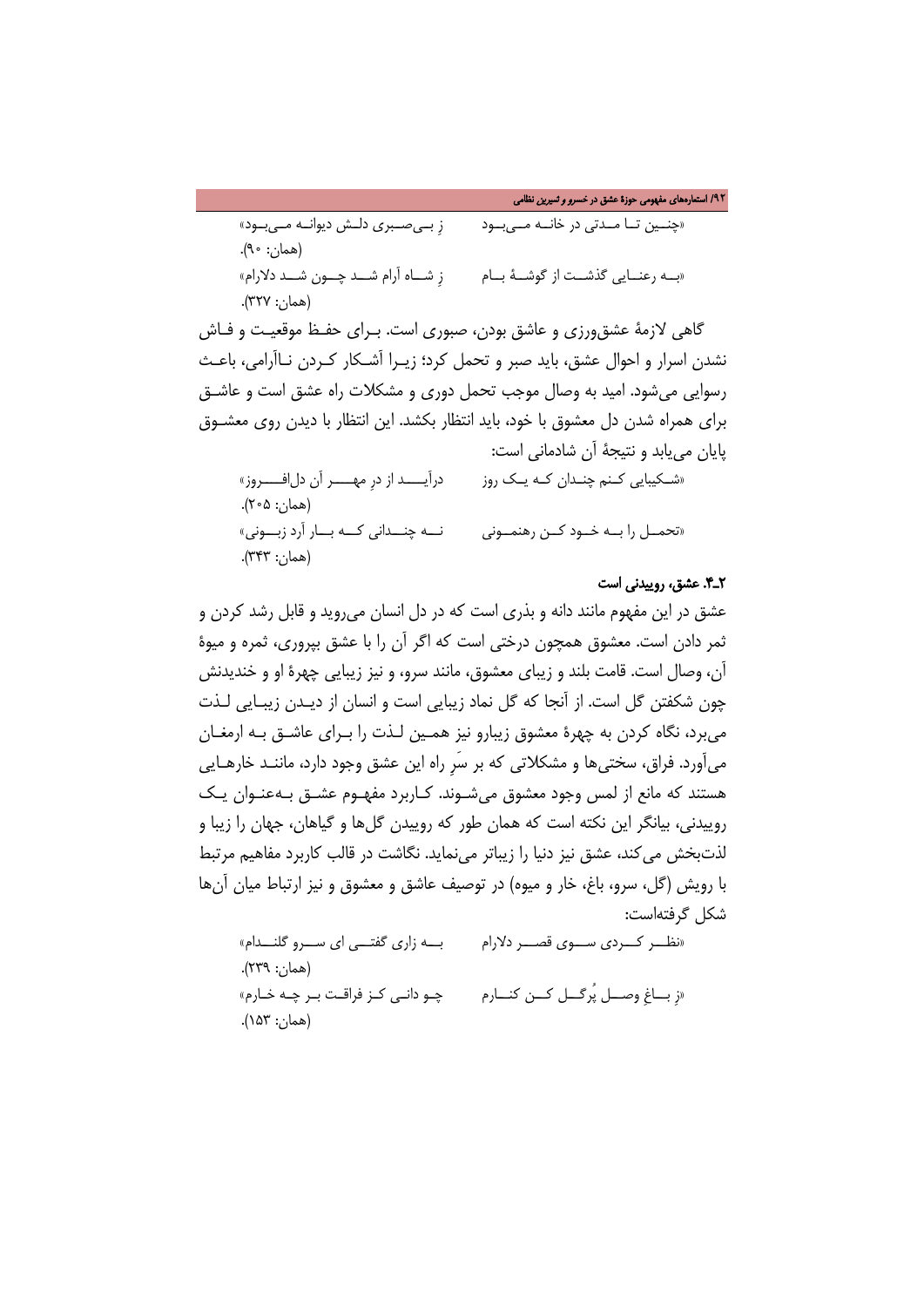«چنین تا مدتی در خانه می‌بود     زِ بی‌صبری دلش دیوانه می‌بود»

(همان: ۹۰).

«به رعنایی گذشت از گوشهٔ بام     زِ شاه آرام شد چون شد دلارام»

(همان: ۳۲۷).

گاهی لازمهٔ عشق‌ورزی و عاشق بودن، صبوری است. برای حفظ موقعیت و فاش نشدن اسرار و احوال عشق، باید صبر و تحمل کرد؛ زیرا آشکار کردن ناآرامی، باعث رسوایی می‌شود. امید به وصال موجب تحمل دوری و مشکلات راه عشق است و عاشق برای همراه شدن دل معشوق با خود، باید انتظار بکشد. این انتظار با دیدن روی معشوق پایان می‌یابد و نتیجهٔ آن شادمانی است:

«شکیبایی کنم چندان که یک روز     درآید از درِ مهر آن دل‌افروز»

(همان: ۲۰۵).

«تحمل را به خود کن رهنمونی     نه چندانی که بار آرد زبونی»

(همان: ۳۴۳).

### ۲ـ۴. عشق، روییدنی است

عشق در این مفهوم مانند دانه و بذری است که در دل انسان می‌روید و قابل رشد کردن و ثمر دادن است. معشوق همچون درختی است که اگر آن را با عشق بپروری، ثمره و میوهٔ آن، وصال است. قامت بلند و زیبای معشوق، مانند سرو، و نیز زیبایی چهرهٔ او و خندیدنش چون شکفتن گل است. از آنجا که گل نماد زیبایی است و انسان از دیدن زیبایی لذت می‌برد، نگاه کردن به چهرهٔ معشوق زیبارو نیز همین لذت را برای عاشق به ارمغان می‌آورد. فراق، سختی‌ها و مشکلاتی که بر سَرِ راه این عشق وجود دارد، مانند خارهایی هستند که مانع از لمس وجود معشوق می‌شوند. کاربرد مفهوم عشق به‌عنوان یک روییدنی، بیانگر این نکته است که همان طور که روییدن گل‌ها و گیاهان، جهان را زیبا و لذت‌بخش می‌کند، عشق نیز دنیا را زیباتر می‌نماید. نگاشت در قالب کاربرد مفاهیم مرتبط با رویش (گل، سرو، باغ، خار و میوه) در توصیف عاشق و معشوق و نیز ارتباط میان آن‌ها شکل گرفته‌است:

«نظر کردی سوی قصر دلارام     به زاری گفتی ای سرو گلندام»

(همان: ۲۳۹).

«زِ باغِ وصلِ پُرگل کن کنارم     چو دانی کز فراقت بر چه خارم»

(همان: ۱۵۳).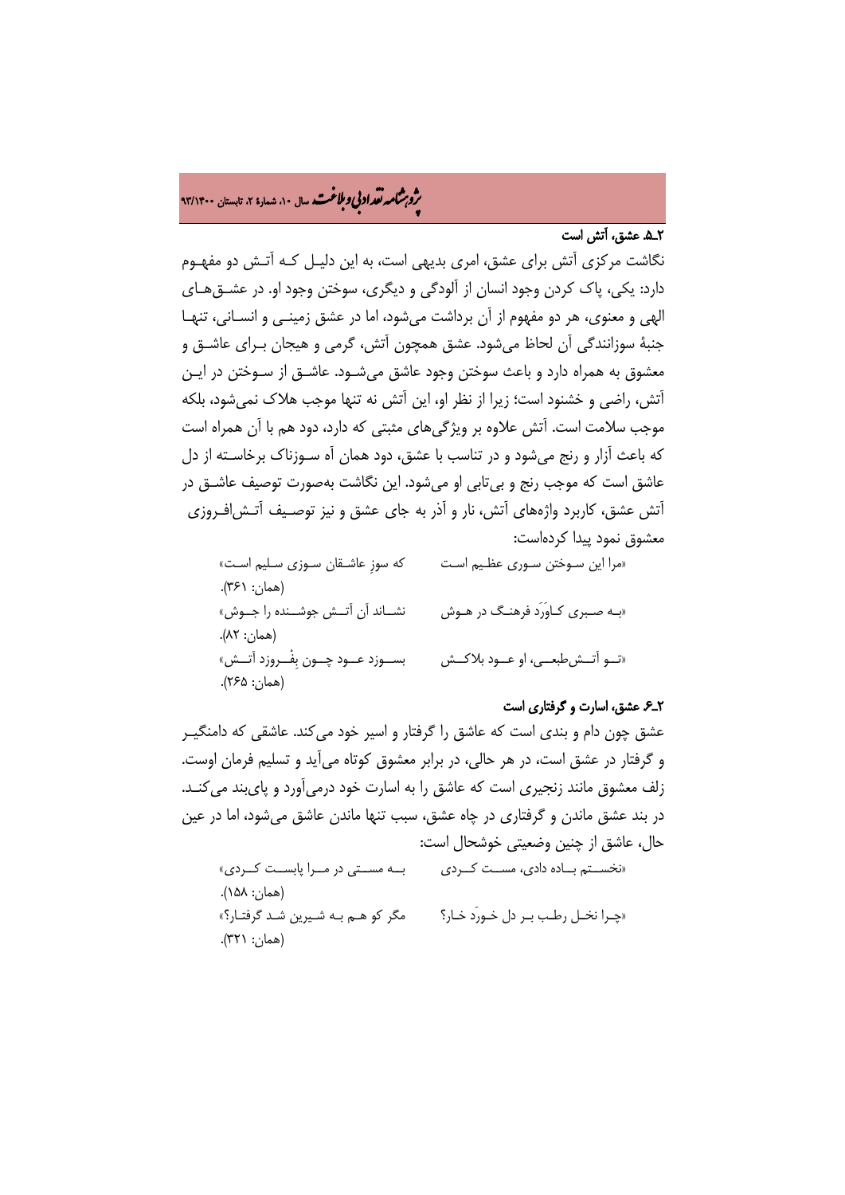### ۲ـ۵. عشق، آتش است

نگاشت مرکزی آتش برای عشق، امری بدیهی است، به این دلیل کـه آتـش دو مفهـوم دارد: یکی، پاک کردن وجود انسان از آلودگی و دیگری، سوختن وجود او. در عشـق‌هـای الهی و معنوی، هر دو مفهوم از آن برداشت می‌شود، اما در عشق زمینـی و انسـانی، تنهـا جنبهٔ سوزانندگی آن لحاظ می‌شود. عشق همچون آتش، گرمی و هیجان بـرای عاشـق و معشوق به همراه دارد و باعث سوختن وجود عاشق می‌شـود. عاشـق از سـوختن در ایـن آتش، راضی و خشنود است؛ زیرا از نظر او، این آتش نه تنها موجب هلاک نمی‌شود، بلکه موجب سلامت است. آتش علاوه بر ویژگی‌های مثبتی که دارد، دود هم با آن همراه است که باعث آزار و رنج می‌شود و در تناسب با عشق، دود همان آه سـوزناک برخاسـته از دل عاشق است که موجب رنج و بی‌تابی او می‌شود. این نگاشت به‌صورت توصیف عاشـق در آتش عشق، کاربرد واژه‌های آتش، نار و آذر به جای عشق و نیز توصـیف آتـش‌افـروزی معشوق نمود پیدا کرده‌است:

«مرا این سـوختن سـوری عظـیم اسـت — که سوزِ عاشـقان سـوزی سـلیم اسـت» (همان: ۳۶۱).

«بـه صـبری کـاوَرَد فرهنـگ در هـوش — نشـاند آن آتـش جوشـنده را جـوش» (همان: ۸۲).

«تـو آتـش‌طبعـی، او عـود بلاکـش — بسـوزد عـود چـون بِفْـروزد آتـش» (همان: ۲۶۵).

### ۲ـ۶. عشق، اسارت و گرفتاری است

عشق چون دام و بندی است که عاشق را گرفتار و اسیر خود می‌کند. عاشقی که دامنگیـر و گرفتار در عشق است، در هر حالی، در برابر معشوق کوتاه می‌آید و تسلیم فرمان اوست. زلف معشوق مانند زنجیری است که عاشق را به اسارت خود درمی‌آورد و پای‌بند می‌کنـد. در بند عشق ماندن و گرفتاری در چاه عشق، سبب تنها ماندن عاشق می‌شود، اما در عین حال، عاشق از چنین وضعیتی خوشحال است:

«نخسـتم بـاده دادی، مسـت کـردی — بـه مسـتی در مـرا پابسـت کـردی» (همان: ۱۵۸).

«چـرا نخـل رطـب بـر دل خـورَد خـار؟ — مگر کو هـم بـه شـیرین شـد گرفتـار؟» (همان: ۳۲۱).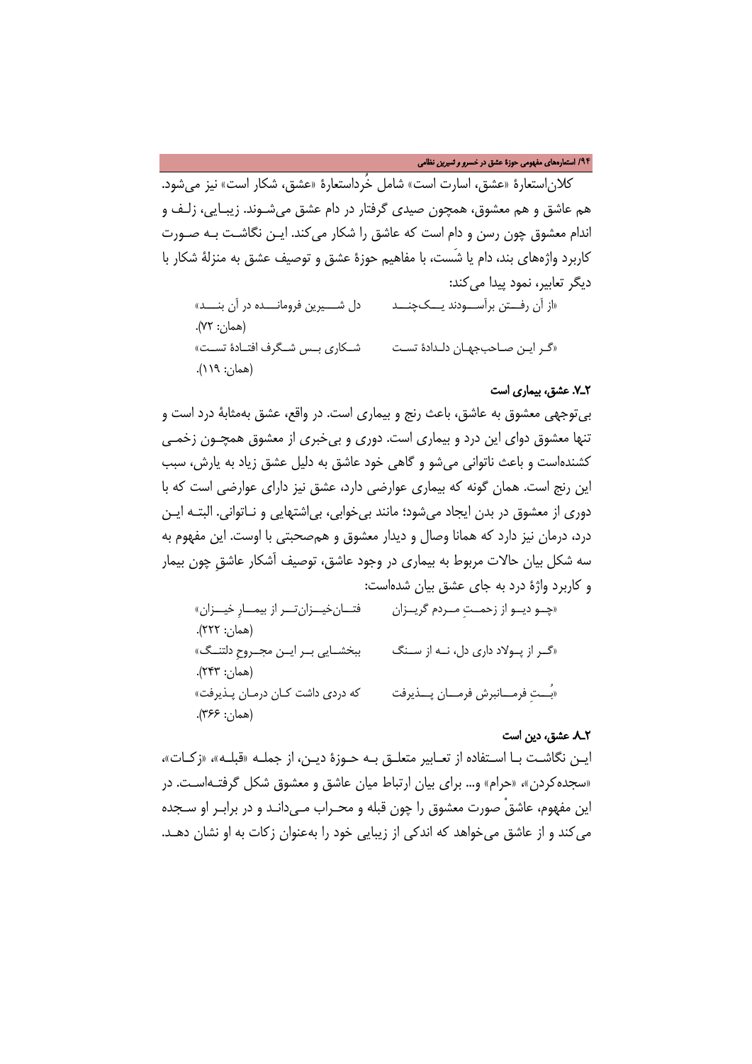کلان‌استعارۀ «عشق، اسارت است» شامل خُرداستعارۀ «عشق، شکار است» نیز می‌شود. هم عاشق و هم معشوق، همچون صیدی گرفتار در دام عشق می‌شوند. زیبایی، زلف و اندام معشوق چون رسن و دام است که عاشق را شکار می‌کند. این نگاشت به صورت کاربرد واژه‌های بند، دام یا شَست، با مفاهیم حوزۀ عشق و توصیف عشق به منزلۀ شکار با دیگر تعابیر، نمود پیدا می‌کند:

«از آن رفتن برآسودند یک‌چند    دل شیرین فرومانده در آن بند» (همان: ۷۲).

«گر این صاحب‌جهان دلدادۀ تست    شکاری بس شگرف افتادۀ تست» (همان: ۱۱۹).

### ۲ـ۷. عشق، بیماری است

بی‌توجهی معشوق به عاشق، باعث رنج و بیماری است. در واقع، عشق به‌مثابۀ درد است و تنها معشوق دوای این درد و بیماری است. دوری و بی‌خبری از معشوق همچون زخمی کشنده‌است و باعث ناتوانی می‌شو و گاهی خود عاشق به دلیل عشق زیاد به یارش، سبب این رنج است. همان گونه که بیماری عوارضی دارد، عشق نیز دارای عوارضی است که با دوری از معشوق در بدن ایجاد می‌شود؛ مانند بی‌خوابی، بی‌اشتهایی و ناتوانی. البته این درد، درمان نیز دارد که همانا وصال و دیدار معشوق و هم‌صحبتی با اوست. این مفهوم به سه شکل بیان حالات مربوط به بیماری در وجود عاشق، توصیف آشکار عاشقِ چون بیمار و کاربرد واژۀ درد به جای عشق بیان شده‌است:

«چو دیو از زحمتِ مردم گریزان    فتان‌خیزان‌تر از بیمارِ خیزان» (همان: ۲۲۲).

«گر از پولاد داری دل، نه از سنگ    ببخشایی بر این مجروحِ دلتنگ» (همان: ۲۴۳).

«بُتِ فرمانبرش فرمان پذیرفت    که دردی داشت کان درمان پذیرفت» (همان: ۳۶۶).

### ۲ـ۸. عشق، دین است

این نگاشت با استفاده از تعابیر متعلق به حوزۀ دین، از جمله «قبله»، «زکات»، «سجده‌کردن»، «حرام» و... برای بیان ارتباط میان عاشق و معشوق شکل گرفته‌است. در این مفهوم، عاشقْ صورت معشوق را چون قبله و محراب می‌داند و در برابر او سجده می‌کند و از عاشق می‌خواهد که اندکی از زیبایی خود را به‌عنوان زکات به او نشان دهد.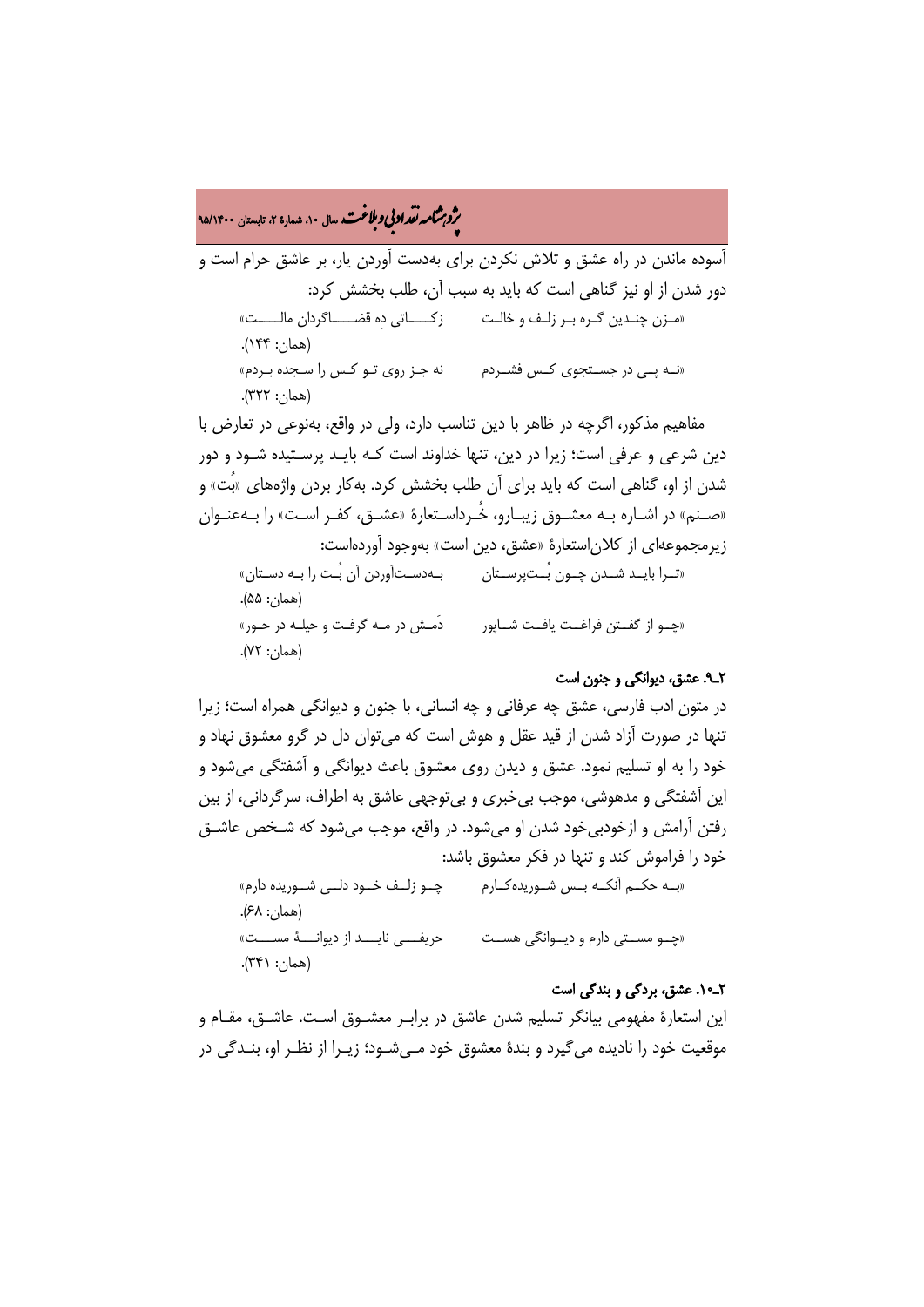آسوده ماندن در راه عشق و تلاش نکردن برای به‌دست آوردن یار، بر عاشق حرام است و دور شدن از او نیز گناهی است که باید به سبب آن، طلب بخشش کرد:

«مزن چندین گره بر زلف و خالت        زکاتی ده قضاگردان مالت»
(همان: ۱۴۴).

«نه پی در جستجوی کس فشردم        نه جز روی تو کس را سجده بردم»
(همان: ۳۲۲).

مفاهیم مذکور، اگرچه در ظاهر با دین تناسب دارد، ولی در واقع، به‌نوعی در تعارض با دین شرعی و عرفی است؛ زیرا در دین، تنها خداوند است که باید پرستیده شود و دور شدن از او، گناهی است که باید برای آن طلب بخشش کرد. به‌کار بردن واژه‌های «بُت» و «صنم» در اشاره به معشوق زیبارو، خُرداستعارهٔ «عشق، کفر است» را به‌عنوان زیرمجموعه‌ای از کلان‌استعارهٔ «عشق، دین است» به‌وجود آورده‌است:

«ترا باید شدن چون بُت‌پرستان        به‌دست‌آوردن آن بُت را به دستان»
(همان: ۵۵).

«چو از گفتن فراغت یافت شاپور        دَمش در مه گرفت و حیله در حور»
(همان: ۷۲).

### ۲ـ۹. عشق، دیوانگی و جنون است

در متون ادب فارسی، عشق چه عرفانی و چه انسانی، با جنون و دیوانگی همراه است؛ زیرا تنها در صورت آزاد شدن از قید عقل و هوش است که می‌توان دل در گرو معشوق نهاد و خود را به او تسلیم نمود. عشق و دیدن روی معشوق باعث دیوانگی و آشفتگی می‌شود و این آشفتگی و مدهوشی، موجب بی‌خبری و بی‌توجهی عاشق به اطراف، سرگردانی، از بین رفتن آرامش و ازخودبی‌خود شدن او می‌شود. در واقع، موجب می‌شود که شخص عاشق خود را فراموش کند و تنها در فکر معشوق باشد:

«به حکم آنکه بس شوریده‌کارم        چو زلف خود دلی شوریده دارم»
(همان: ۶۸).

«چو مستی دارم و دیوانگی هست        حریفی ناید از دیوانهٔ مست»
(همان: ۳۴۱).

### ۲ـ۱۰. عشق، بردگی و بندگی است

این استعارهٔ مفهومی بیانگر تسلیم شدن عاشق در برابر معشوق است. عاشق، مقام و موقعیت خود را نادیده می‌گیرد و بندهٔ معشوق خود می‌شود؛ زیرا از نظر او، بندگی در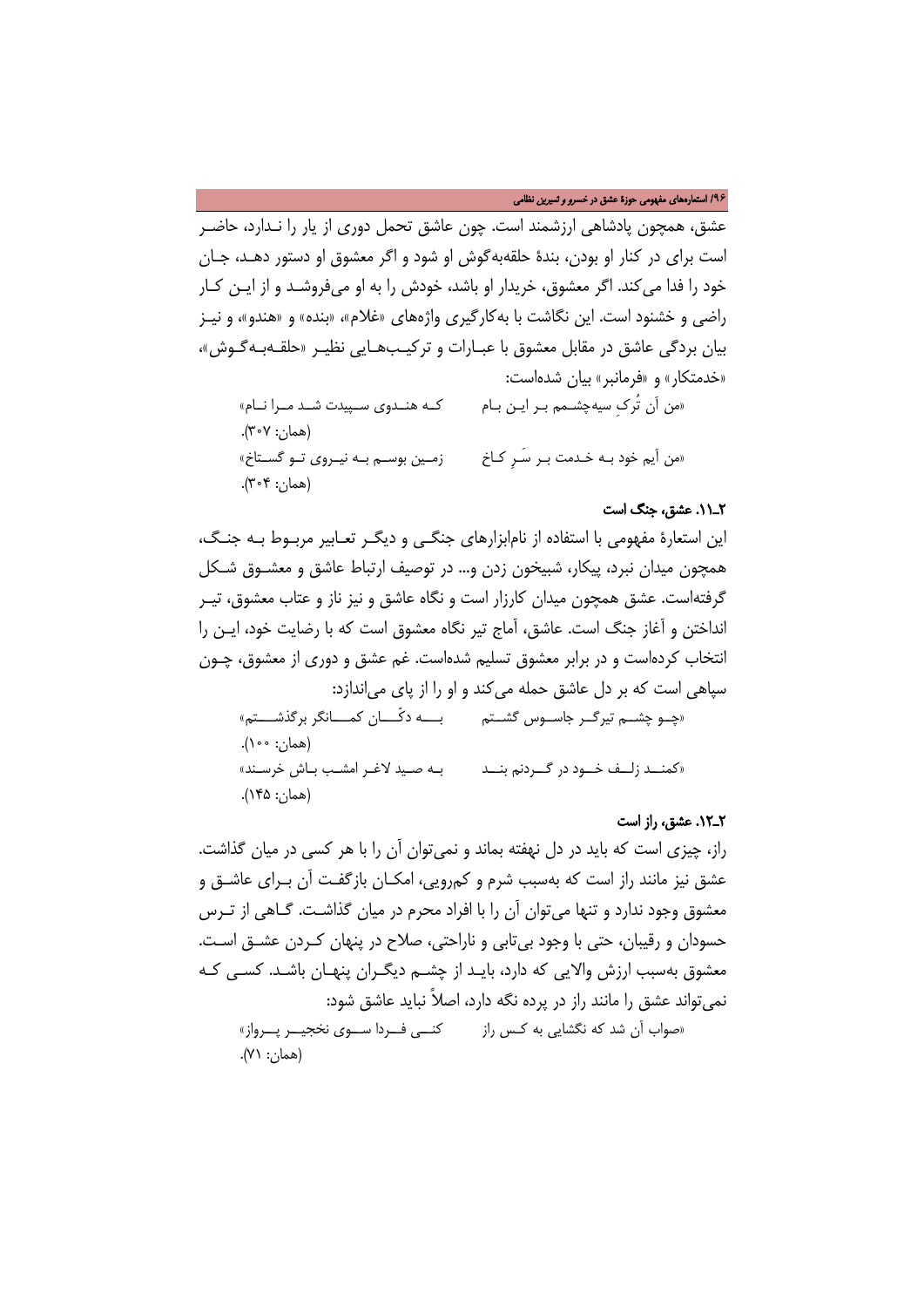عشق، همچون پادشاهی ارزشمند است. چون عاشق تحمل دوری از یار را نـدارد، حاضـر است برای در کنار او بودن، بندهٔ حلقه‌به‌گوش او شود و اگر معشوق او دستور دهـد، جـان خود را فدا می‌کند. اگر معشوق، خریدار او باشد، خودش را به او می‌فروشـد و از ایـن کـار راضی و خشنود است. این نگاشت با به‌کارگیری واژه‌های «غلام»، «بنده» و «هندو»، و نیـز بیان بردگی عاشق در مقابل معشوق با عبـارات و ترکیـب‌هـایی نظیـر «حلقـه‌بـه‌گـوش»، «خدمتکار» و «فرمانبر» بیان شده‌است:

«من آن تُرکِ سیه‌چشـمم بـر ایـن بـام　　　کـه هنـدوی سـپیدت شـد مـرا نـام»

(همان: ۳۰۷).

«من آیم خود بـه خـدمت بـر سَـرِ کـاخ　　　زمـین بوسـم بـه نیـروی تـو گسـتاخ»

(همان: ۳۰۴).

### ۲ـ۱۱. عشق، جنگ است

این استعارهٔ مفهومی با استفاده از نام‌ابزارهای جنگـی و دیگـر تعـابیر مربـوط بـه جنـگ، همچون میدان نبرد، پیکار، شبیخون زدن و... در توصیف ارتباط عاشق و معشـوق شـکل گرفته‌است. عشق همچون میدان کارزار است و نگاه عاشق و نیز ناز و عتاب معشوق، تیـر انداختن و آغاز جنگ است. عاشق، آماج تیر نگاه معشوق است که با رضایت خود، ایـن را انتخاب کرده‌است و در برابر معشوق تسلیم شده‌است. غم عشق و دوری از معشوق، چـون سپاهی است که بر دل عاشق حمله می‌کند و او را از پای می‌اندازد:

«چـو چشـم تیرگـر جاسـوس گشـتم　　　بـه دکّـان کمـانگر برگذشـتم»

(همان: ۱۰۰).

«کمنـد زلـف خـود در گـردنم بنـد　　　بـه صید لاغـر امشـب بـاش خرسـند»

(همان: ۱۴۵).

### ۲ـ۱۲. عشق، راز است

راز، چیزی است که باید در دل نهفته بماند و نمی‌توان آن را با هر کسی در میان گذاشت. عشق نیز مانند راز است که به‌سبب شرم و کم‌رویی، امکـان بازگفـت آن بـرای عاشـق و معشوق وجود ندارد و تنها می‌توان آن را با افراد محرم در میان گذاشـت. گـاهی از تـرس حسودان و رقیبان، حتی با وجود بی‌تابی و ناراحتی، صلاح در پنهان کـردن عشـق اسـت. معشوق به‌سبب ارزش والایی که دارد، بایـد از چشـم دیگـران پنهـان باشـد. کسـی کـه نمی‌تواند عشق را مانند راز در پرده نگه دارد، اصلاً نباید عاشق شود:

«صواب آن شد که نگشایی به کـس راز　　　کنـی فـردا سـوی نخجیـر پـرواز»

(همان: ۷۱).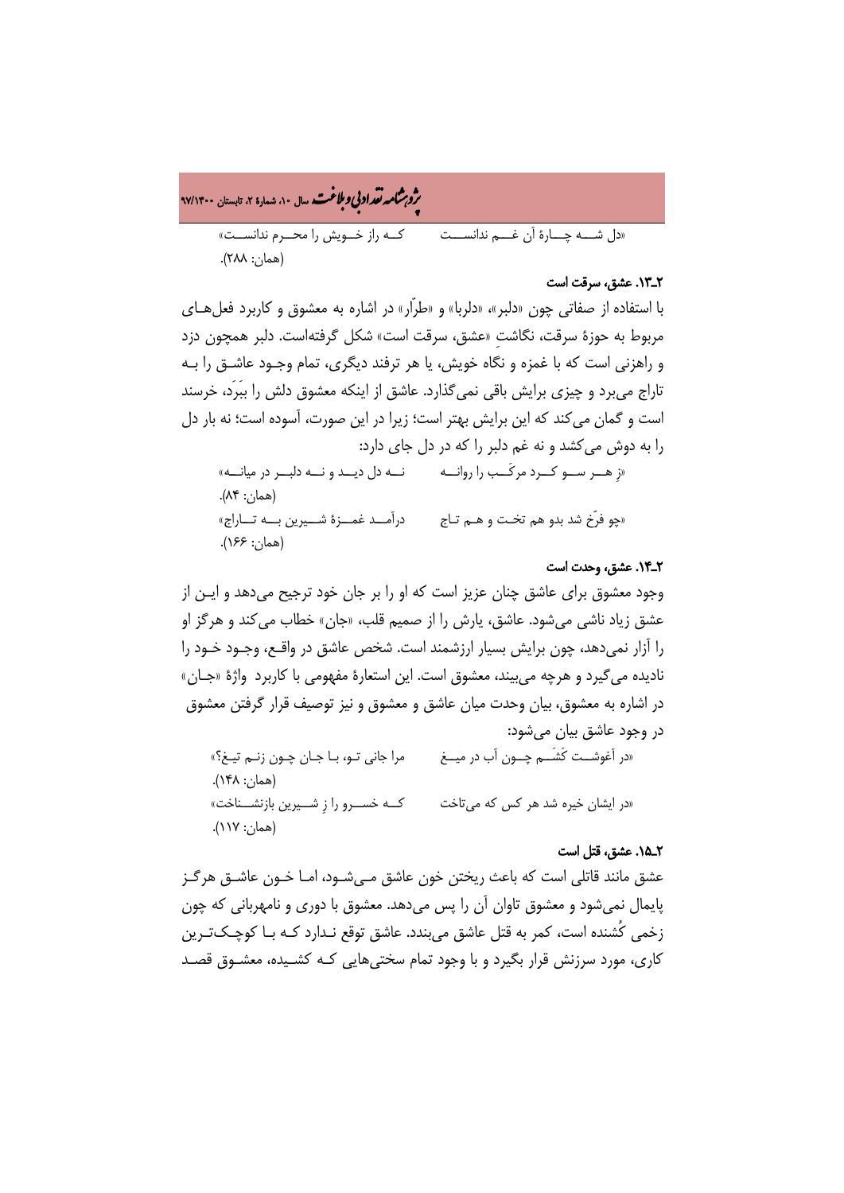«دل شــه چــارهٔ آن غــم ندانســت کــه راز خــویش را محــرم ندانســت»

(همان: ۲۸۸).

### ۲ـ۱۳. عشق، سرقت است

با استفاده از صفاتی چون «دلبر»، «دلربا» و «طرّار» در اشاره به معشوق و کاربرد فعل‌هـای مربوط به حوزهٔ سرقت، نگاشتِ «عشق، سرقت است» شکل گرفته‌است. دلبر همچون دزد و راهزنی است که با غمزه و نگاه خویش، یا هر ترفند دیگری، تمام وجـود عاشـق را بـه تاراج می‌برد و چیزی برایش باقی نمی‌گذارد. عاشق از اینکه معشوق دلش را ببَرَد، خرسند است و گمان می‌کند که این برایش بهتر است؛ زیرا در این صورت، آسوده است؛ نه بار دل را به دوش می‌کشد و نه غم دلبر را که در دل جای دارد:

«ز هــر ســو کــرد مرکَــب را روانــه نــه دل دیــد و نــه دلبــر در میانــه»

(همان: ۸۴).

«چو فرّخ شد بدو هم تخـت و هـم تـاج درآمــد غمــزهٔ شــیرین بــه تــاراج»

(همان: ۱۶۶).

### ۲ـ۱۴. عشق، وحدت است

وجود معشوق برای عاشق چنان عزیز است که او را بر جان خود ترجیح می‌دهد و ایـن از عشق زیاد ناشی می‌شود. عاشق، یارش را از صمیم قلب، «جان» خطاب می‌کند و هرگز او را آزار نمی‌دهد، چون برایش بسیار ارزشمند است. شخص عاشق در واقـع، وجـود خـود را نادیده می‌گیرد و هرچه می‌بیند، معشوق است. این استعارهٔ مفهومی با کاربرد واژهٔ «جـان» در اشاره به معشوق، بیان وحدت میان عاشق و معشوق و نیز توصیف قرار گرفتن معشوق در وجود عاشق بیان می‌شود:

«در آغوشــت کَشَــم چــون آب در میــغ مرا جانی تـو، بـا جـان چـون زنـم تیـغ؟»

(همان: ۱۴۸).

«در ایشان خیره شد هر کس که می‌تاخت کــه خســرو را ز شــیرین بازنشــناخت»

(همان: ۱۱۷).

### ۲ـ۱۵. عشق، قتل است

عشق مانند قاتلی است که باعث ریختن خون عاشق مـی‌شـود، امـا خـون عاشـق هرگـز پایمال نمی‌شود و معشوق تاوان آن را پس می‌دهد. معشوق با دوری و نامهربانی که چون زخمی کُشنده است، کمر به قتل عاشق می‌بندد. عاشق توقع نـدارد کـه بـا کوچـک‌تـرین کاری، مورد سرزنش قرار بگیرد و با وجود تمام سختی‌هایی کـه کشـیده، معشـوق قصـد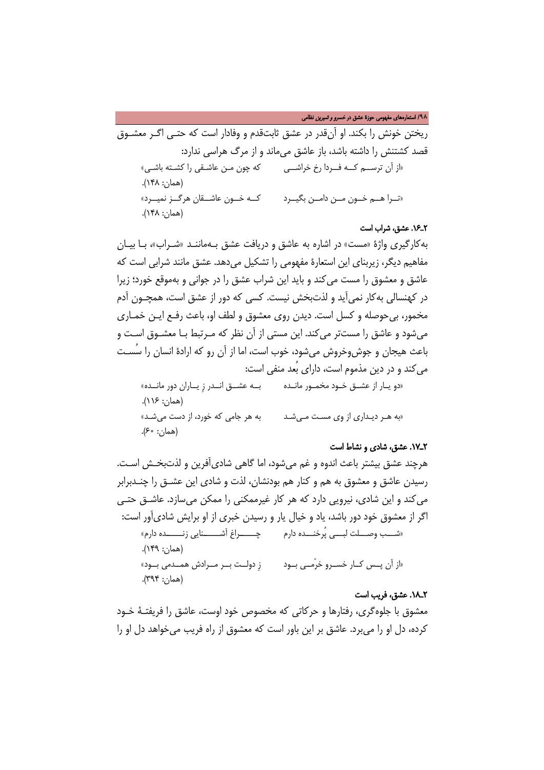ریختن خونش را بکند. او آن‌قدر در عشق ثابت‌قدم و وفادار است که حتی اگر معشوق قصد کشتنش را داشته باشد، باز عاشق می‌ماند و از مرگ هراسی ندارد:

«از آن ترسم که فردا رخ خراشی　　　که چون من عاشقی را کشته باشی»

(همان: ۱۴۸).

«ترا هم خون من دامن بگیرد　　　که خون عاشقان هرگز نمیرد»

(همان: ۱۴۸).

#### ۲ـ۱۶. عشق، شراب است

به‌کارگیری واژۀ «مست» در اشاره به عاشق و دریافت عشق به‌مانند «شراب»، با بیان مفاهیم دیگر، زیربنای این استعارۀ مفهومی را تشکیل می‌دهد. عشق مانند شرابی است که عاشق و معشوق را مست می‌کند و باید این شراب عشق را در جوانی و به‌موقع خورد؛ زیرا در کهنسالی به‌کار نمی‌آید و لذت‌بخش نیست. کسی که دور از عشق است، همچون آدم مخمور، بی‌حوصله و کسل است. دیدن روی معشوق و لطف او، باعث رفع این خماری می‌شود و عاشق را مست‌تر می‌کند. این مستی از آن نظر که مرتبط با معشوق است و باعث هیجان و جوش‌وخروش می‌شود، خوب است، اما از آن رو که ارادۀ انسان را سُست می‌کند و در دین مذموم است، دارای بُعد منفی است:

«دو یار از عشق خود مخمور مانده　　　به عشق اندر ز یاران دور مانده»

(همان: ۱۱۶).

«به هر دیداری از وی مست می‌شد　　　به هر جامی که خورد، از دست می‌شد»

(همان: ۶۰).

#### ۲ـ۱۷. عشق، شادی و نشاط است

هرچند عشق بیشتر باعث اندوه و غم می‌شود، اما گاهی شادی‌آفرین و لذت‌بخش است. رسیدن عاشق و معشوق به هم و کنار هم بودنشان، لذت و شادی این عشق را چندبرابر می‌کند و این شادی، نیرویی دارد که هر کار غیرممکنی را ممکن می‌سازد. عاشق حتی اگر از معشوق خود دور باشد، یاد و خیال یار و رسیدن خبری از او برایش شادی‌آور است:

«شب وصلت لبی پُرخنده دارم　　　چراغ آشنایی زنده دارم»

(همان: ۱۴۹).

«از آن پس کار خسرو خرّمی بود　　　ز دولت بر مرادش همدمی بود»

(همان: ۳۹۴).

#### ۲ـ۱۸. عشق، فریب است

معشوق با جلوه‌گری، رفتارها و حرکاتی که مخصوص خود اوست، عاشق را فریفتۀ خود کرده، دل او را می‌برد. عاشق بر این باور است که معشوق از راه فریب می‌خواهد دل او را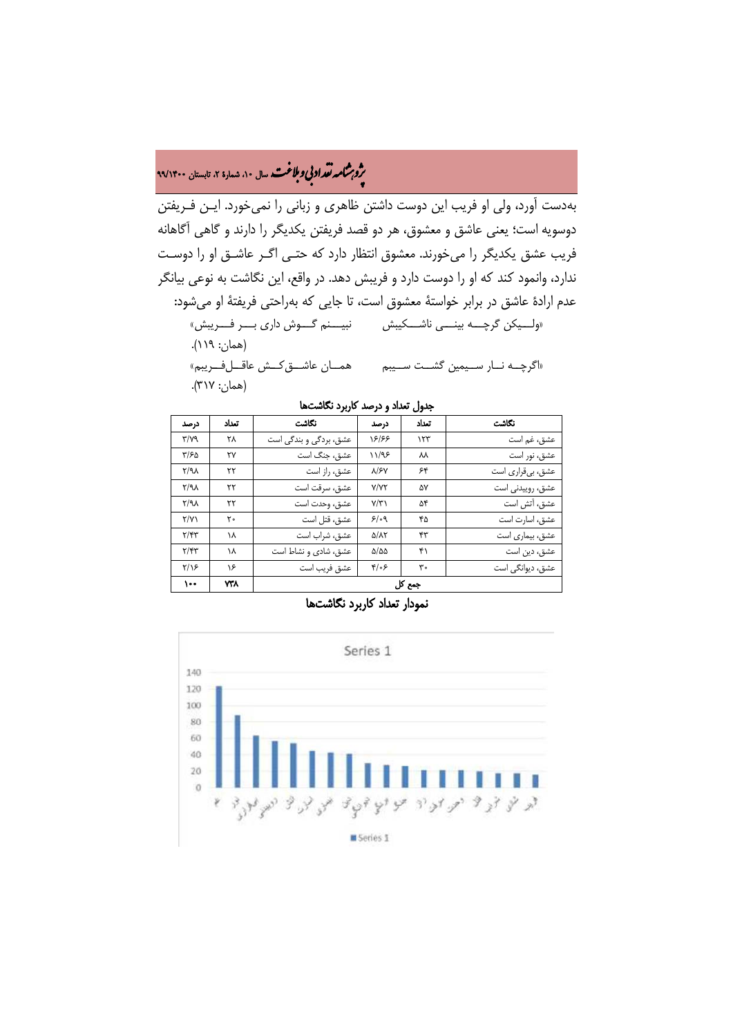به‌دست آورد، ولی او فریب این دوست داشتن ظاهری و زبانی را نمی‌خورد. این فـریفتن دوسویه است؛ یعنی عاشق و معشوق، هر دو قصد فریفتن یکدیگر را دارند و گاهی آگاهانه فریب عشق یکدیگر را می‌خورند. معشوق انتظار دارد که حتـی اگـر عاشـق او را دوسـت ندارد، وانمود کند که او را دوست دارد و فریبش دهد. در واقع، این نگاشت به نوعی بیانگر عدم ارادهٔ عاشق در برابر خواستهٔ معشوق است، تا جایی که به‌راحتی فریفتهٔ او می‌شود:

«ولـیکن گرچـه بینـی ناشـکیبش  نبیـنم گـوش داری بـر فـریبش»
(همان: ۱۱۹).

«اگرچـه نـار سـیمین گشـت سـیبم  همـان عاشـق‌کـش عاقـل‌فـریبم»
(همان: ۳۱۷).

**جدول تعداد و درصد کاربرد نگاشت‌ها**

| نگاشت | تعداد | درصد | نگاشت | تعداد | درصد |
|---|---|---|---|---|---|
| عشق، غم است | ۱۲۳ | ۱۶/۶۶ | عشق، بردگی و بندگی است | ۲۸ | ۳/۷۹ |
| عشق، نور است | ۸۸ | ۱۱/۹۲ | عشق، جنگ است | ۲۷ | ۳/۶۵ |
| عشق، بی‌قراری است | ۶۴ | ۸/۶۷ | عشق، راز است | ۲۲ | ۲/۹۸ |
| عشق، رویدنی است | ۵۷ | ۷/۷۲ | عشق، سرقت است | ۲۲ | ۲/۹۸ |
| عشق، آتش است | ۵۴ | ۷/۳۱ | عشق، وحدت است | ۲۲ | ۲/۹۸ |
| عشق، اسارت است | ۴۵ | ۶/۰۹ | عشق، قتل است | ۲۰ | ۲/۷۱ |
| عشق، بیماری است | ۴۳ | ۵/۸۲ | عشق، شراب است | ۱۸ | ۲/۴۳ |
| عشق، دین است | ۴۱ | ۵/۵۵ | عشق، شادی و نشاط است | ۱۸ | ۲/۴۳ |
| عشق، دیوانگی است | ۳۰ | ۴/۰۶ | عشق فریب است | ۱۶ | ۲/۱۶ |
| جمع کل | | | | ۷۳۸ | ۱۰۰ |

**نمودار تعداد کاربرد نگاشت‌ها**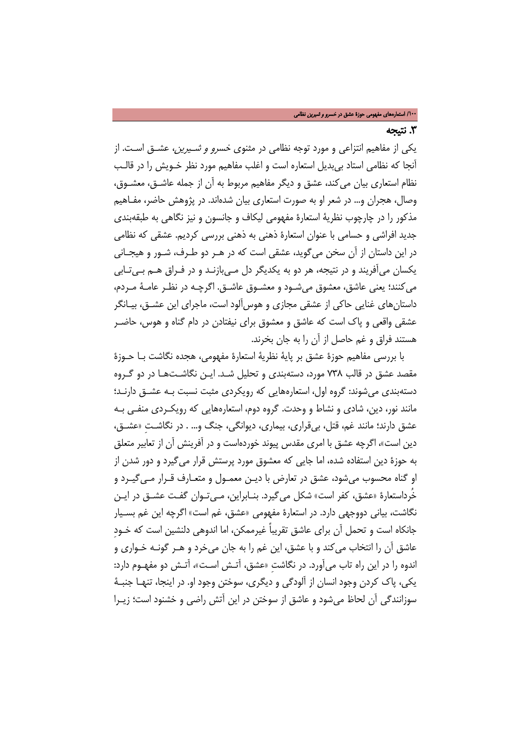## ۳. نتیجه

یکی از مفاهیم انتزاعی و مورد توجه نظامی در مثنوی *خسرو و شیرین*، عشق است. از آنجا که نظامی استاد بی‌بدیل استعاره است و اغلب مفاهیم مورد نظر خویش را در قالب نظام استعاری بیان می‌کند، عشق و دیگر مفاهیم مربوط به آن از جمله عاشق، معشوق، وصال، هجران و... در شعر او به صورت استعاری بیان شده‌اند. در پژوهش حاضر، مفاهیم مذکور را در چارچوب نظریهٔ استعارهٔ مفهومی لیکاف و جانسون و نیز نگاهی به طبقه‌بندی جدید افراشی و حسامی با عنوان استعارهٔ ذهنی به ذهنی بررسی کردیم. عشقی که نظامی در این داستان از آن سخن می‌گوید، عشقی است که در هر دو طرف، شور و هیجانی یکسان می‌آفریند و در نتیجه، هر دو به یکدیگر دل می‌بازند و در فراق هم بی‌تابی می‌کنند؛ یعنی عاشق، معشوق می‌شود و معشوق عاشق. اگرچه در نظر عامهٔ مردم، داستان‌های غنایی حاکی از عشقی مجازی و هوس‌آلود است، ماجرای این عشق، بیانگر عشقی واقعی و پاک است که عاشق و معشوق برای نیفتادن در دام گناه و هوس، حاضر هستند فراق و غم حاصل از آن را به جان بخرند.

با بررسی مفاهیم حوزهٔ عشق بر پایهٔ نظریهٔ استعارهٔ مفهومی، هجده نگاشت با حوزهٔ مقصد عشق در قالب ۷۳۸ مورد، دسته‌بندی و تحلیل شد. این نگاشت‌ها در دو گروه دسته‌بندی می‌شوند: گروه اول، استعاره‌هایی که رویکردی مثبت نسبت به عشق دارند؛ مانند نور، دین، شادی و نشاط و وحدت. گروه دوم، استعاره‌هایی که رویکردی منفی به عشق دارند؛ مانند غم، قتل، بی‌قراری، بیماری، دیوانگی، جنگ و... . در نگاشتِ «عشق، دین است»، اگرچه عشق با امری مقدس پیوند خورده‌است و در آفرینش آن از تعابیر متعلق به حوزهٔ دین استفاده شده، اما جایی که معشوق مورد پرستش قرار می‌گیرد و دور شدن از او گناه محسوب می‌شود، عشق در تعارض با دین معمول و متعارف قرار می‌گیرد و خُرداستعارهٔ «عشق، کفر است» شکل می‌گیرد. بنابراین، می‌توان گفت عشق در این نگاشت، بیانی دووجهی دارد. در استعارهٔ مفهومی «عشق، غم است» اگرچه این غم بسیار جانکاه است و تحمل آن برای عاشق تقریباً غیرممکن، اما اندوهی دلنشین است که خودِ عاشق آن را انتخاب می‌کند و با عشق، این غم را به جان می‌خرد و هر گونه خواری و اندوه را در این راه تاب می‌آورد. در نگاشتِ «عشق، آتش است»، آتش دو مفهوم دارد: یکی، پاک کردن وجود انسان از آلودگی و دیگری، سوختن وجود او. در اینجا، تنها جنبهٔ سوزانندگی آن لحاظ می‌شود و عاشق از سوختن در این آتش راضی و خشنود است؛ زیرا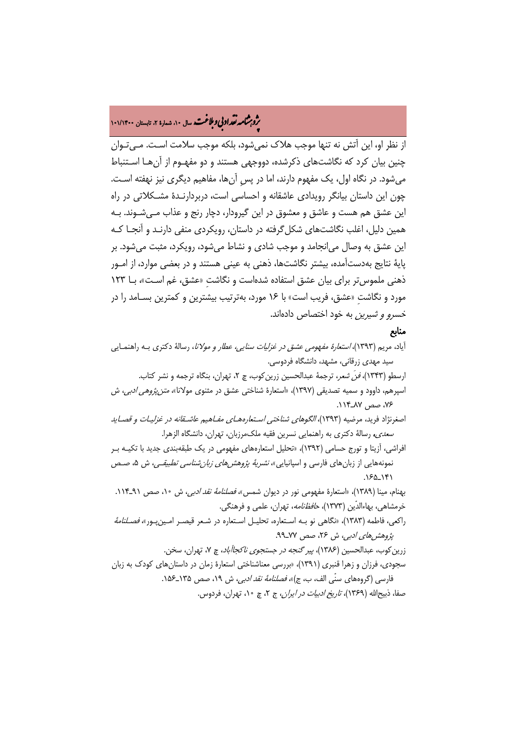از نظر او، این آتش نه تنها موجب هلاک نمی‌شود، بلکه موجب سلامت است. می‌توان چنین بیان کرد که نگاشت‌های ذکرشده، دووجهی هستند و دو مفهوم از آن‌ها استنباط می‌شود. در نگاه اول، یک مفهوم دارند، اما در پسِ آن‌ها، مفاهیم دیگری نیز نهفته است. چون این داستان بیانگر رویدادی عاشقانه و احساسی است، دربردارندهٔ مشکلاتی در راه این عشق هم هست و عاشق و معشوق در این گیرودار، دچار رنج و عذاب می‌شوند. به همین دلیل، اغلب نگاشت‌های شکل‌گرفته در داستان، رویکردی منفی دارند و آنجا که این عشق به وصال می‌انجامد و موجب شادی و نشاط می‌شود، رویکرد، مثبت می‌شود. بر پایهٔ نتایج به‌دست‌آمده، بیشتر نگاشت‌ها، ذهنی به عینی هستند و در بعضی موارد، از امور ذهنی ملموس‌تر برای بیان عشق استفاده شده‌است و نگاشتِ «عشق، غم است»، با ۱۲۳ مورد و نگاشتِ «عشق، فریب است» با ۱۶ مورد، به‌ترتیب بیشترین و کمترین بسامد را در *خسرو و شیرین* به خود اختصاص داده‌اند.

## منابع

آیاد، مریم (۱۳۹۳)، *استعارهٔ مفهومی عشق در غزلیات سنایی، عطار و مولانا*، رسالهٔ دکتری به راهنمایی سید مهدی زرقانی، مشهد، دانشگاه فردوسی.

ارسطو (۱۳۴۳)، *فنّ شعر*، ترجمهٔ عبدالحسین زرین‌کوب، چ ۲، تهران، بنگاه ترجمه و نشر کتاب.

اسپرهم، داوود و سمیه تصدیقی (۱۳۹۷)، «استعارهٔ شناختی عشق در مثنوی مولانا»، *متن‌پژوهی ادبی*، ش ۷۶، صص ۸۷ـ۱۱۴.

اصغرنژاد فرید، مرضیه (۱۳۹۳)، *الگوهای شناختی استعاره‌های مفاهیم عاشقانه در غزلیات و قصاید سعدی*، رسالهٔ دکتری به راهنمایی نسرین فقیه ملک‌مرزبان، تهران، دانشگاه الزهرا.

افراشی، آزیتا و تورج حسامی (۱۳۹۲)، «تحلیل استعاره‌های مفهومی در یک طبقه‌بندی جدید با تکیه بر نمونه‌هایی از زبان‌های فارسی و اسپانیایی»، *نشریهٔ پژوهش‌های زبان‌شناسی تطبیقی*، ش ۵، صص ۱۴۱ـ۱۶۵.

بهنام، مینا (۱۳۸۹)، «استعارهٔ مفهومی نور در دیوان شمس»، *فصلنامهٔ نقد ادبی*، ش ۱۰، صص ۹۱ـ۱۱۴.

خرمشاهی، بهاءالدّین (۱۳۷۳)، *حافظنامه*، تهران، علمی و فرهنگی.

راکعی، فاطمه (۱۳۸۳)، «نگاهی نو به استعاره، تحلیل استعاره در شعر قیصر امین‌پور»، *فصلنامهٔ پژوهش‌های ادبی*، ش ۲۶، صص ۷۷ـ۹۹.

زرین‌کوب، عبدالحسین (۱۳۸۶)، *پیر گنجه در جستجوی ناکجاآباد*، چ ۷، تهران، سخن.

سجودی، فرزان و زهرا قنبری (۱۳۹۱)، «بررسی معناشناختی استعارهٔ زمان در داستان‌های کودک به زبان فارسی (گروه‌های سنّی الف، ب، ج)»، *فصلنامهٔ نقد ادبی*، ش ۱۹، صص ۱۳۵ـ۱۵۶.

صفا، ذبیح‌الله (۱۳۶۹)، *تاریخ ادبیات در ایران*، ج ۲، چ ۱۰، تهران، فردوس.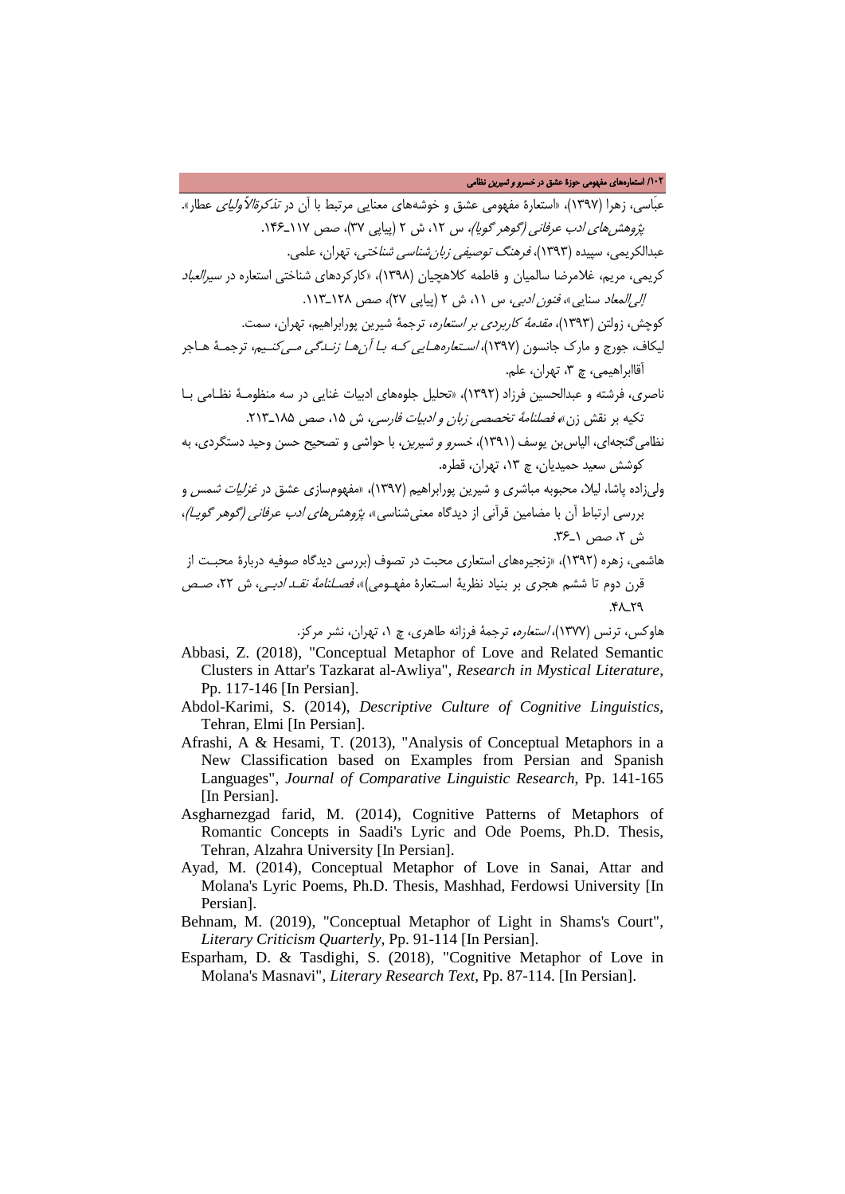عبَاسی، زهرا (۱۳۹۷)، «استعارهٔ مفهومی عشق و خوشه‌های معنایی مرتبط با آن در *تذکرةالأولیای* عطار». *پژوهش‌های ادب عرفانی (گوهر گویا)*، س ۱۲، ش ۲ (پیاپی ۳۷)، صص ۱۱۷ـ۱۴۶.

عبدالکریمی، سپیده (۱۳۹۳)، *فرهنگ توصیفی زبان‌شناسی شناختی*، تهران، علمی.

کریمی، مریم، غلامرضا سالمیان و فاطمه کلاهچیان (۱۳۹۸)، «کارکردهای شناختی استعاره در *سیرالعباد إلی‌المعاد* سنایی»، *فنون ادبی*، س ۱۱، ش ۲ (پیاپی ۲۷)، صص ۱۲۸ـ۱۱۳.

کوچش، زولتن (۱۳۹۳)، *مقدمهٔ کاربردی بر استعاره*، ترجمهٔ شیرین پورابراهیم، تهران، سمت.

لیکاف، جورج و مارک جانسون (۱۳۹۷)، *استعاره‌هایی که با آن‌ها زندگی می‌کنیم*، ترجمهٔ هاجر آقاابراهیمی، چ ۳، تهران، علم.

ناصری، فرشته و عبدالحسین فرزاد (۱۳۹۲)، «تحلیل جلوه‌های ادبیات غنایی در سه منظومهٔ نظامی با تکیه بر نقش زن»، *فصلنامهٔ تخصصی زبان و ادبیات فارسی*، ش ۱۵، صص ۱۸۵ـ۲۱۳.

نظامی‌گنجه‌ای، الیاس‌بن یوسف (۱۳۹۱)، *خسرو و شیرین*، با حواشی و تصحیح حسن وحید دستگردی، به کوشش سعید حمیدیان، چ ۱۳، تهران، قطره.

ولی‌زاده پاشا، لیلا، محبوبه مباشری و شیرین پورابراهیم (۱۳۹۷)، «مفهوم‌سازی عشق در *غزلیات شمس* و بررسی ارتباط آن با مضامین قرآنی از دیدگاه معنی‌شناسی»، *پژوهش‌های ادب عرفانی (گوهر گویا)*، ش ۲، صص ۱ـ۳۶.

هاشمی، زهره (۱۳۹۲)، «زنجیره‌های استعاری محبت در تصوف (بررسی دیدگاه صوفیه دربارهٔ محبت از قرن دوم تا ششم هجری بر بنیاد نظریهٔ استعارهٔ مفهومی)»، *فصلنامهٔ نقد ادبی*، ش ۲۲، صص ۲۹ـ۴۸.

هاوکس، ترنس (۱۳۷۷)، *استعاره*، ترجمهٔ فرزانه طاهری، چ ۱، تهران، نشر مرکز.

Abbasi, Z. (2018), "Conceptual Metaphor of Love and Related Semantic Clusters in Attar's Tazkarat al-Awliya", *Research in Mystical Literature*, Pp. 117-146 [In Persian].

Abdol-Karimi, S. (2014), *Descriptive Culture of Cognitive Linguistics*, Tehran, Elmi [In Persian].

Afrashi, A & Hesami, T. (2013), "Analysis of Conceptual Metaphors in a New Classification based on Examples from Persian and Spanish Languages", *Journal of Comparative Linguistic Research*, Pp. 141-165 [In Persian].

Asgharnezgad farid, M. (2014), Cognitive Patterns of Metaphors of Romantic Concepts in Saadi's Lyric and Ode Poems, Ph.D. Thesis, Tehran, Alzahra University [In Persian].

Ayad, M. (2014), Conceptual Metaphor of Love in Sanai, Attar and Molana's Lyric Poems, Ph.D. Thesis, Mashhad, Ferdowsi University [In Persian].

Behnam, M. (2019), "Conceptual Metaphor of Light in Shams's Court", *Literary Criticism Quarterly*, Pp. 91-114 [In Persian].

Esparham, D. & Tasdighi, S. (2018), "Cognitive Metaphor of Love in Molana's Masnavi", *Literary Research Text*, Pp. 87-114. [In Persian].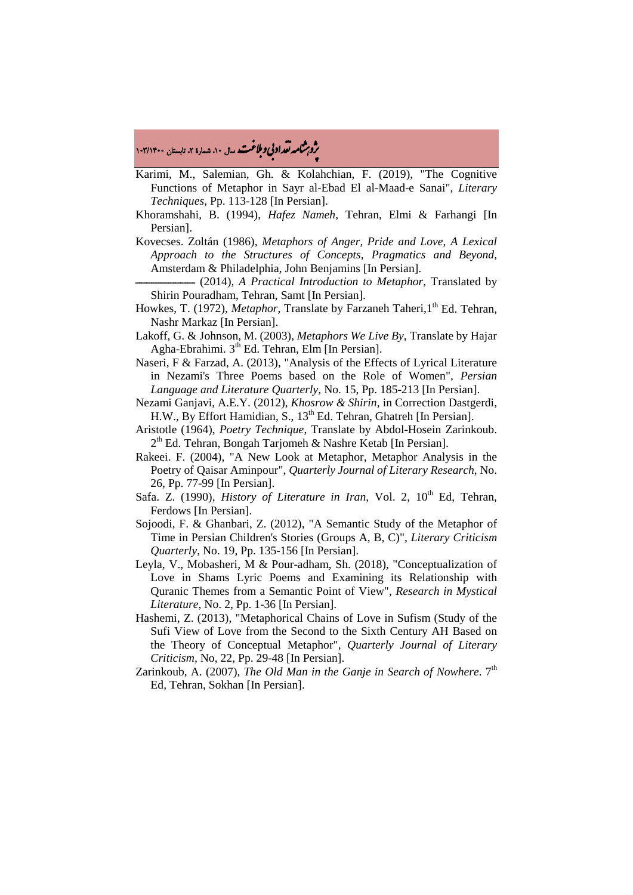Karimi, M., Salemian, Gh. & Kolahchian, F. (2019), "The Cognitive Functions of Metaphor in Sayr al-Ebad El al-Maad-e Sanai", *Literary Techniques*, Pp. 113-128 [In Persian].

Khoramshahi, B. (1994), *Hafez Nameh*, Tehran, Elmi & Farhangi [In Persian].

Kovecses. Zoltán (1986), *Metaphors of Anger, Pride and Love*, *A Lexical Approach to the Structures of Concepts, Pragmatics and Beyond*, Amsterdam & Philadelphia, John Benjamins [In Persian].

———— (2014), *A Practical Introduction to Metaphor*, Translated by Shirin Pouradham, Tehran, Samt [In Persian].

Howkes, T. (1972), *Metaphor*, Translate by Farzaneh Taheri,1th Ed. Tehran, Nashr Markaz [In Persian].

Lakoff, G. & Johnson, M. (2003), *Metaphors We Live By*, Translate by Hajar Agha-Ebrahimi. 3th Ed. Tehran, Elm [In Persian].

Naseri, F & Farzad, A. (2013), "Analysis of the Effects of Lyrical Literature in Nezami's Three Poems based on the Role of Women", *Persian Language and Literature Quarterly*, No. 15, Pp. 185-213 [In Persian].

Nezami Ganjavi, A.E.Y. (2012), *Khosrow & Shirin*, in Correction Dastgerdi, H.W., By Effort Hamidian, S., 13th Ed. Tehran, Ghatreh [In Persian].

Aristotle (1964), *Poetry Technique*, Translate by Abdol-Hosein Zarinkoub. 2th Ed. Tehran, Bongah Tarjomeh & Nashre Ketab [In Persian].

Rakeei. F. (2004), "A New Look at Metaphor, Metaphor Analysis in the Poetry of Qaisar Aminpour", *Quarterly Journal of Literary Research*, No. 26, Pp. 77-99 [In Persian].

Safa. Z. (1990), *History of Literature in Iran*, Vol. 2, 10th Ed, Tehran, Ferdows [In Persian].

Sojoodi, F. & Ghanbari, Z. (2012), "A Semantic Study of the Metaphor of Time in Persian Children's Stories (Groups A, B, C)", *Literary Criticism Quarterly*, No. 19, Pp. 135-156 [In Persian].

Leyla, V., Mobasheri, M & Pour-adham, Sh. (2018), "Conceptualization of Love in Shams Lyric Poems and Examining its Relationship with Quranic Themes from a Semantic Point of View", *Research in Mystical Literature*, No. 2, Pp. 1-36 [In Persian].

Hashemi, Z. (2013), "Metaphorical Chains of Love in Sufism (Study of the Sufi View of Love from the Second to the Sixth Century AH Based on the Theory of Conceptual Metaphor", *Quarterly Journal of Literary Criticism*, No, 22, Pp. 29-48 [In Persian].

Zarinkoub, A. (2007), *The Old Man in the Ganje in Search of Nowhere*. 7th Ed, Tehran, Sokhan [In Persian].